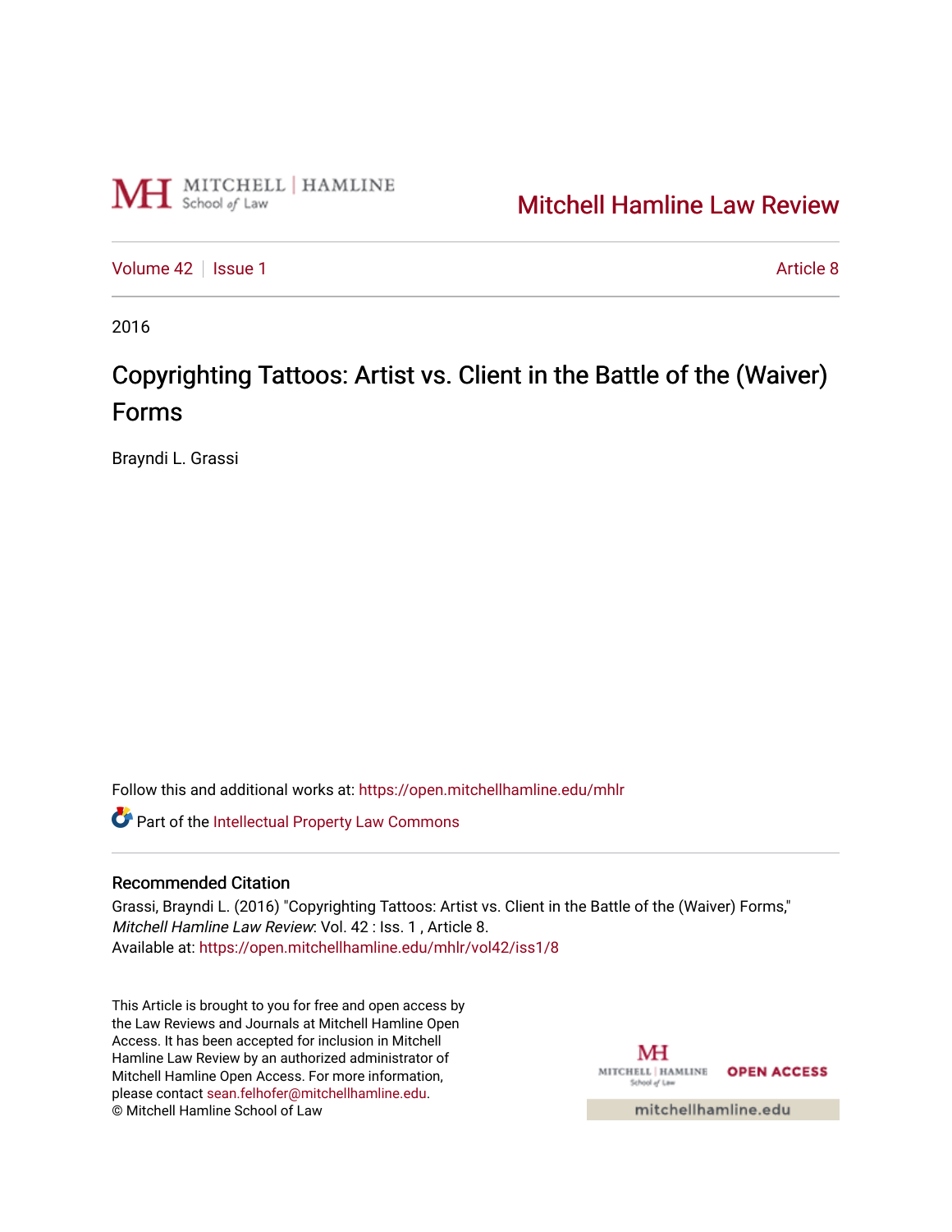Mitchell Hamline Law Review

Volume 42 | Issue 1 | Article 8

2016

# Copyrighting Tattoos: Artist vs. Client in the Battle of the (Waiver) Forms

Brayndi L. Grassi

Follow this and additional works at: https://open.mitchellhamline.edu/mhlr

Part of the Intellectual Property Law Commons

## Recommended Citation

Grassi, Brayndi L. (2016) "Copyrighting Tattoos: Artist vs. Client in the Battle of the (Waiver) Forms," *Mitchell Hamline Law Review*: Vol. 42 : Iss. 1 , Article 8.
Available at: https://open.mitchellhamline.edu/mhlr/vol42/iss1/8

This Article is brought to you for free and open access by the Law Reviews and Journals at Mitchell Hamline Open Access. It has been accepted for inclusion in Mitchell Hamline Law Review by an authorized administrator of Mitchell Hamline Open Access. For more information, please contact sean.felhofer@mitchellhamline.edu.
© Mitchell Hamline School of Law

mitchellhamline.edu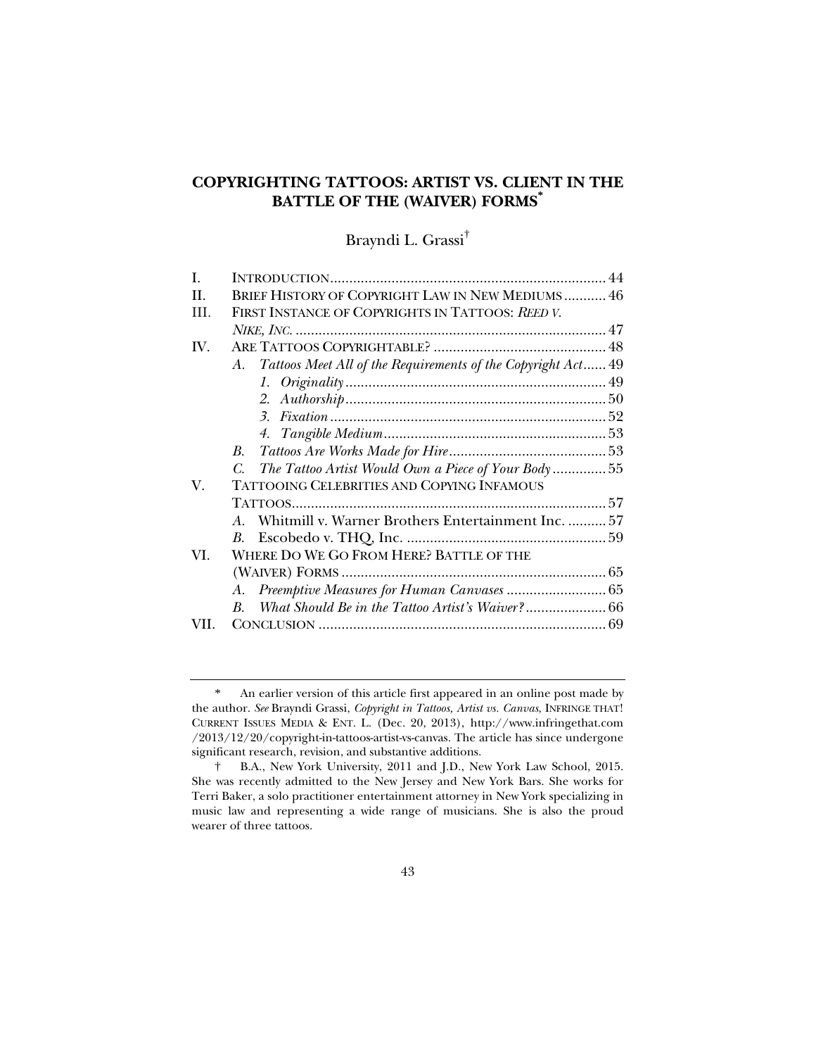# COPYRIGHTING TATTOOS: ARTIST VS. CLIENT IN THE BATTLE OF THE (WAIVER) FORMS*

Brayndi L. Grassi†

| | | |
|---|---|---|
| I. | INTRODUCTION | 44 |
| II. | BRIEF HISTORY OF COPYRIGHT LAW IN NEW MEDIUMS | 46 |
| III. | FIRST INSTANCE OF COPYRIGHTS IN TATTOOS: *REED V. NIKE, INC.* | 47 |
| IV. | ARE TATTOOS COPYRIGHTABLE? | 48 |
| | A. *Tattoos Meet All of the Requirements of the Copyright Act* | 49 |
| | 1. *Originality* | 49 |
| | 2. *Authorship* | 50 |
| | 3. *Fixation* | 52 |
| | 4. *Tangible Medium* | 53 |
| | B. *Tattoos Are Works Made for Hire* | 53 |
| | C. *The Tattoo Artist Would Own a Piece of Your Body* | 55 |
| V. | TATTOOING CELEBRITIES AND COPYING INFAMOUS TATTOOS | 57 |
| | A. Whitmill v. Warner Brothers Entertainment Inc. | 57 |
| | B. Escobedo v. THQ, Inc. | 59 |
| VI. | WHERE DO WE GO FROM HERE? BATTLE OF THE (WAIVER) FORMS | 65 |
| | A. *Preemptive Measures for Human Canvases* | 65 |
| | B. *What Should Be in the Tattoo Artist's Waiver?* | 66 |
| VII. | CONCLUSION | 69 |

---

\* An earlier version of this article first appeared in an online post made by the author. *See* Brayndi Grassi, *Copyright in Tattoos, Artist vs. Canvas*, INFRINGE THAT! CURRENT ISSUES MEDIA & ENT. L. (Dec. 20, 2013), http://www.infringethat.com/2013/12/20/copyright-in-tattoos-artist-vs-canvas. The article has since undergone significant research, revision, and substantive additions.

† B.A., New York University, 2011 and J.D., New York Law School, 2015. She was recently admitted to the New Jersey and New York Bars. She works for Terri Baker, a solo practitioner entertainment attorney in New York specializing in music law and representing a wide range of musicians. She is also the proud wearer of three tattoos.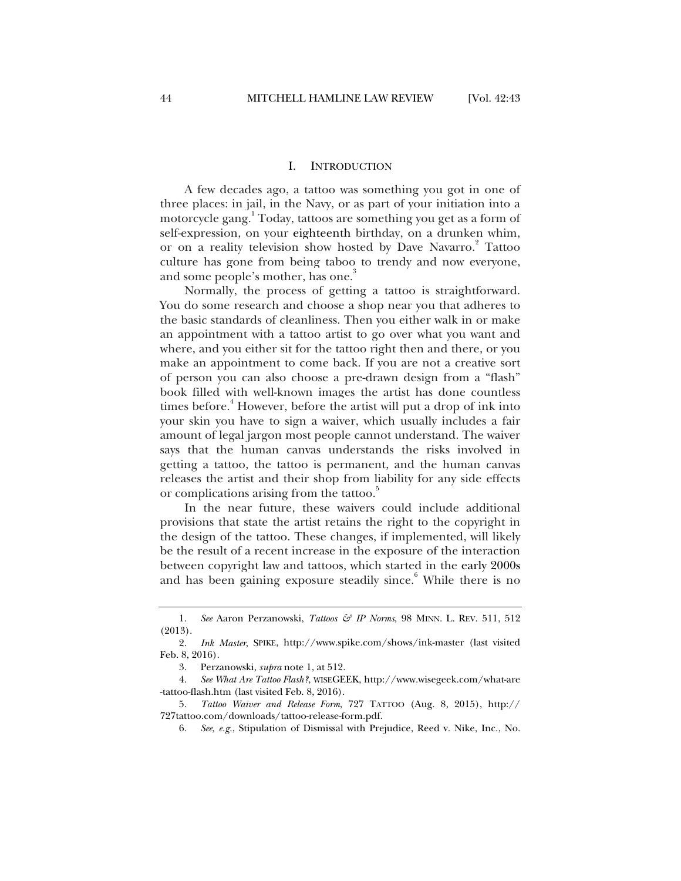## I. INTRODUCTION

A few decades ago, a tattoo was something you got in one of three places: in jail, in the Navy, or as part of your initiation into a motorcycle gang.[1] Today, tattoos are something you get as a form of self-expression, on your eighteenth birthday, on a drunken whim, or on a reality television show hosted by Dave Navarro.[2] Tattoo culture has gone from being taboo to trendy and now everyone, and some people's mother, has one.[3]

Normally, the process of getting a tattoo is straightforward. You do some research and choose a shop near you that adheres to the basic standards of cleanliness. Then you either walk in or make an appointment with a tattoo artist to go over what you want and where, and you either sit for the tattoo right then and there, or you make an appointment to come back. If you are not a creative sort of person you can also choose a pre-drawn design from a "flash" book filled with well-known images the artist has done countless times before.[4] However, before the artist will put a drop of ink into your skin you have to sign a waiver, which usually includes a fair amount of legal jargon most people cannot understand. The waiver says that the human canvas understands the risks involved in getting a tattoo, the tattoo is permanent, and the human canvas releases the artist and their shop from liability for any side effects or complications arising from the tattoo.[5]

In the near future, these waivers could include additional provisions that state the artist retains the right to the copyright in the design of the tattoo. These changes, if implemented, will likely be the result of a recent increase in the exposure of the interaction between copyright law and tattoos, which started in the early 2000s and has been gaining exposure steadily since.[6] While there is no

---

1. *See* Aaron Perzanowski, *Tattoos & IP Norms*, 98 MINN. L. REV. 511, 512 (2013).

2. *Ink Master*, SPIKE, http://www.spike.com/shows/ink-master (last visited Feb. 8, 2016).

3. Perzanowski, *supra* note 1, at 512.

4. *See What Are Tattoo Flash?*, WISEGEEK, http://www.wisegeek.com/what-are-tattoo-flash.htm (last visited Feb. 8, 2016).

5. *Tattoo Waiver and Release Form*, 727 TATTOO (Aug. 8, 2015), http://727tattoo.com/downloads/tattoo-release-form.pdf.

6. *See, e.g.*, Stipulation of Dismissal with Prejudice, Reed v. Nike, Inc., No.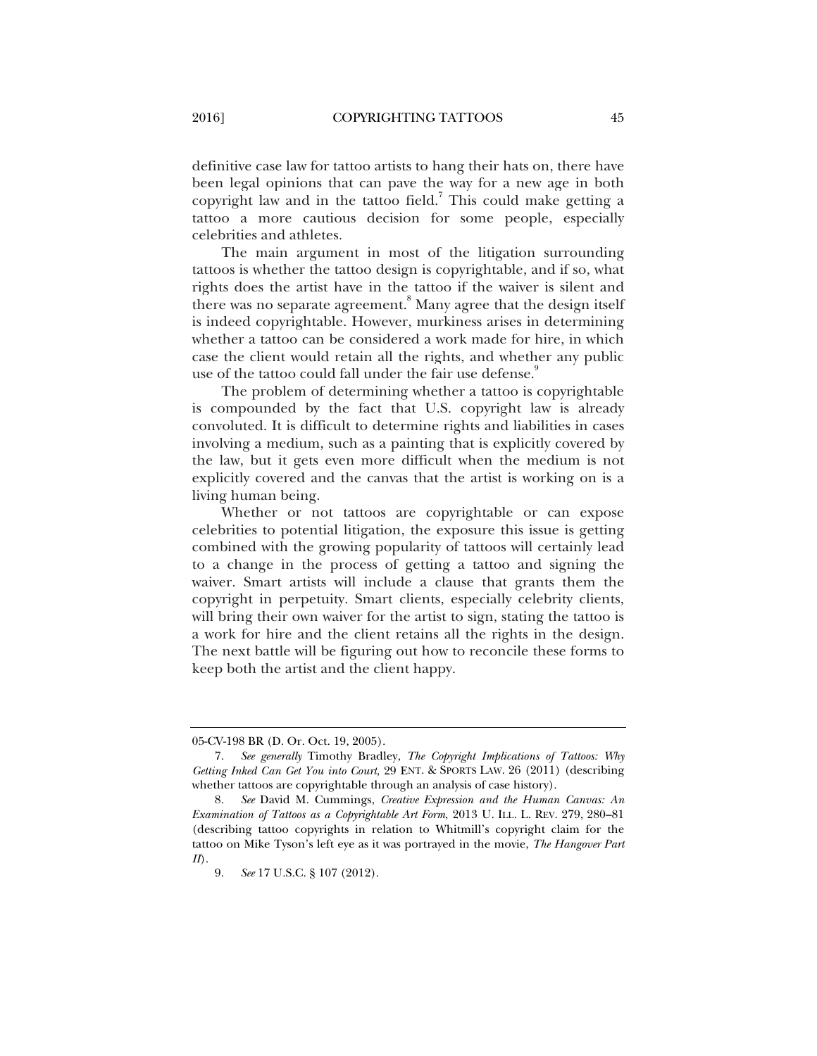definitive case law for tattoo artists to hang their hats on, there have been legal opinions that can pave the way for a new age in both copyright law and in the tattoo field.[7] This could make getting a tattoo a more cautious decision for some people, especially celebrities and athletes.

The main argument in most of the litigation surrounding tattoos is whether the tattoo design is copyrightable, and if so, what rights does the artist have in the tattoo if the waiver is silent and there was no separate agreement.[8] Many agree that the design itself is indeed copyrightable. However, murkiness arises in determining whether a tattoo can be considered a work made for hire, in which case the client would retain all the rights, and whether any public use of the tattoo could fall under the fair use defense.[9]

The problem of determining whether a tattoo is copyrightable is compounded by the fact that U.S. copyright law is already convoluted. It is difficult to determine rights and liabilities in cases involving a medium, such as a painting that is explicitly covered by the law, but it gets even more difficult when the medium is not explicitly covered and the canvas that the artist is working on is a living human being.

Whether or not tattoos are copyrightable or can expose celebrities to potential litigation, the exposure this issue is getting combined with the growing popularity of tattoos will certainly lead to a change in the process of getting a tattoo and signing the waiver. Smart artists will include a clause that grants them the copyright in perpetuity. Smart clients, especially celebrity clients, will bring their own waiver for the artist to sign, stating the tattoo is a work for hire and the client retains all the rights in the design. The next battle will be figuring out how to reconcile these forms to keep both the artist and the client happy.

---

05-CV-198 BR (D. Or. Oct. 19, 2005).

7. *See generally* Timothy Bradley, *The Copyright Implications of Tattoos: Why Getting Inked Can Get You into Court*, 29 ENT. & SPORTS LAW. 26 (2011) (describing whether tattoos are copyrightable through an analysis of case history).

8. *See* David M. Cummings, *Creative Expression and the Human Canvas: An Examination of Tattoos as a Copyrightable Art Form*, 2013 U. ILL. L. REV. 279, 280–81 (describing tattoo copyrights in relation to Whitmill's copyright claim for the tattoo on Mike Tyson's left eye as it was portrayed in the movie, *The Hangover Part II*).

9. *See* 17 U.S.C. § 107 (2012).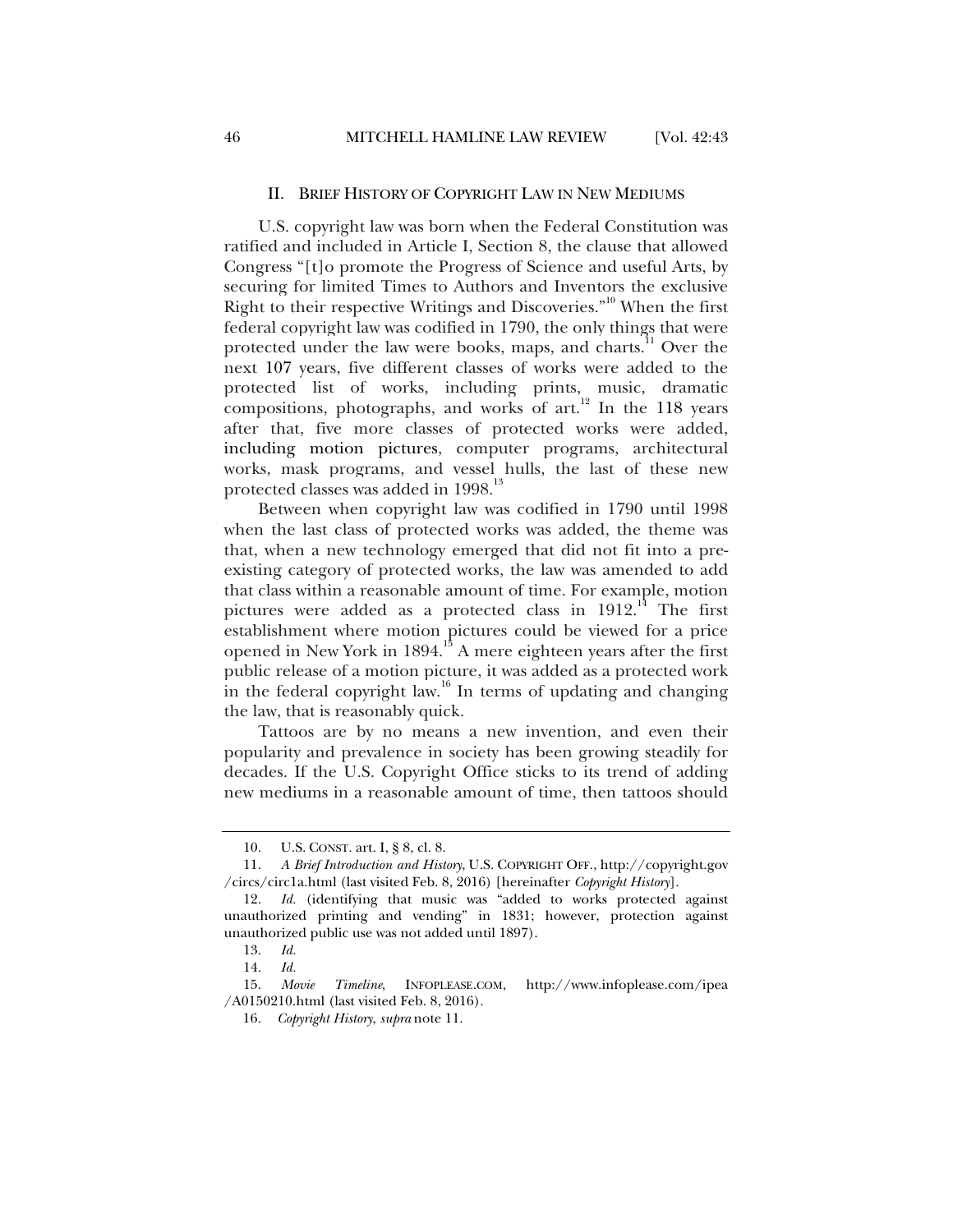## II. BRIEF HISTORY OF COPYRIGHT LAW IN NEW MEDIUMS

U.S. copyright law was born when the Federal Constitution was ratified and included in Article I, Section 8, the clause that allowed Congress "[t]o promote the Progress of Science and useful Arts, by securing for limited Times to Authors and Inventors the exclusive Right to their respective Writings and Discoveries."[10] When the first federal copyright law was codified in 1790, the only things that were protected under the law were books, maps, and charts.[11] Over the next 107 years, five different classes of works were added to the protected list of works, including prints, music, dramatic compositions, photographs, and works of art.[12] In the 118 years after that, five more classes of protected works were added, including motion pictures, computer programs, architectural works, mask programs, and vessel hulls, the last of these new protected classes was added in 1998.[13]

Between when copyright law was codified in 1790 until 1998 when the last class of protected works was added, the theme was that, when a new technology emerged that did not fit into a pre-existing category of protected works, the law was amended to add that class within a reasonable amount of time. For example, motion pictures were added as a protected class in 1912.[14] The first establishment where motion pictures could be viewed for a price opened in New York in 1894.[15] A mere eighteen years after the first public release of a motion picture, it was added as a protected work in the federal copyright law.[16] In terms of updating and changing the law, that is reasonably quick.

Tattoos are by no means a new invention, and even their popularity and prevalence in society has been growing steadily for decades. If the U.S. Copyright Office sticks to its trend of adding new mediums in a reasonable amount of time, then tattoos should

---

10. U.S. CONST. art. I, § 8, cl. 8.

11. *A Brief Introduction and History*, U.S. COPYRIGHT OFF., http://copyright.gov/circs/circ1a.html (last visited Feb. 8, 2016) [hereinafter *Copyright History*].

12. *Id.* (identifying that music was "added to works protected against unauthorized printing and vending" in 1831; however, protection against unauthorized public use was not added until 1897).

13. *Id.*

14. *Id.*

15. *Movie Timeline*, INFOPLEASE.COM, http://www.infoplease.com/ipea/A0150210.html (last visited Feb. 8, 2016).

16. *Copyright History*, *supra* note 11.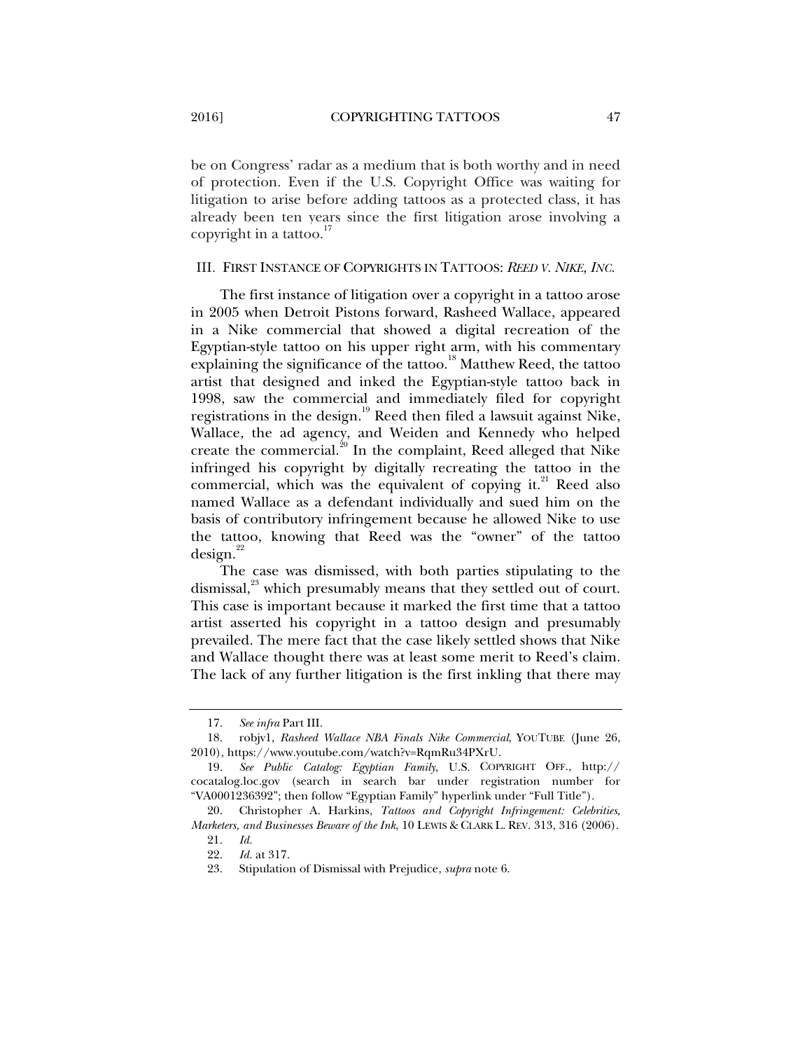be on Congress' radar as a medium that is both worthy and in need of protection. Even if the U.S. Copyright Office was waiting for litigation to arise before adding tattoos as a protected class, it has already been ten years since the first litigation arose involving a copyright in a tattoo.[17]

## III. FIRST INSTANCE OF COPYRIGHTS IN TATTOOS: *REED V. NIKE, INC.*

The first instance of litigation over a copyright in a tattoo arose in 2005 when Detroit Pistons forward, Rasheed Wallace, appeared in a Nike commercial that showed a digital recreation of the Egyptian-style tattoo on his upper right arm, with his commentary explaining the significance of the tattoo.[18] Matthew Reed, the tattoo artist that designed and inked the Egyptian-style tattoo back in 1998, saw the commercial and immediately filed for copyright registrations in the design.[19] Reed then filed a lawsuit against Nike, Wallace, the ad agency, and Weiden and Kennedy who helped create the commercial.[20] In the complaint, Reed alleged that Nike infringed his copyright by digitally recreating the tattoo in the commercial, which was the equivalent of copying it.[21] Reed also named Wallace as a defendant individually and sued him on the basis of contributory infringement because he allowed Nike to use the tattoo, knowing that Reed was the "owner" of the tattoo design.[22]

The case was dismissed, with both parties stipulating to the dismissal,[23] which presumably means that they settled out of court. This case is important because it marked the first time that a tattoo artist asserted his copyright in a tattoo design and presumably prevailed. The mere fact that the case likely settled shows that Nike and Wallace thought there was at least some merit to Reed's claim. The lack of any further litigation is the first inkling that there may

---

17. *See infra* Part III.

18. robjv1, *Rasheed Wallace NBA Finals Nike Commercial*, YOUTUBE (June 26, 2010), https://www.youtube.com/watch?v=RqmRu34PXrU.

19. *See Public Catalog: Egyptian Family*, U.S. COPYRIGHT OFF., http://cocatalog.loc.gov (search in search bar under registration number for "VA0001236392"; then follow "Egyptian Family" hyperlink under "Full Title").

20. Christopher A. Harkins, *Tattoos and Copyright Infringement: Celebrities, Marketers, and Businesses Beware of the Ink*, 10 LEWIS & CLARK L. REV. 313, 316 (2006).

21. *Id.*

22. *Id.* at 317.

23. Stipulation of Dismissal with Prejudice, *supra* note 6.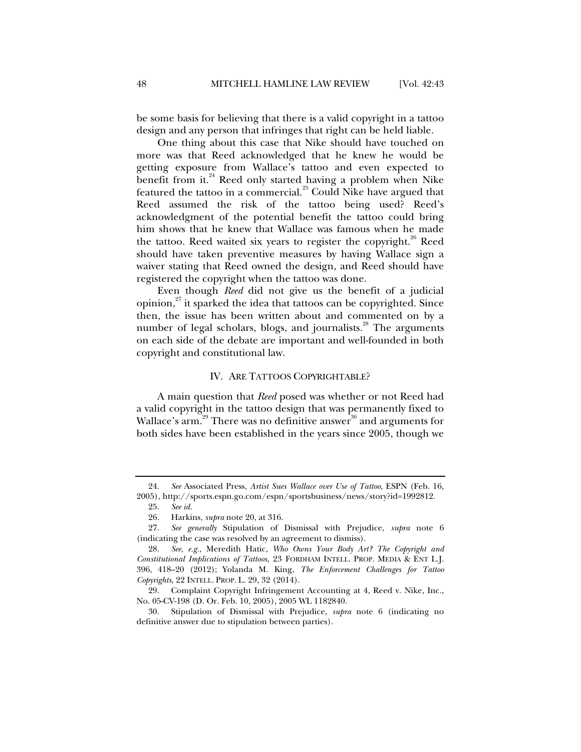be some basis for believing that there is a valid copyright in a tattoo design and any person that infringes that right can be held liable.

One thing about this case that Nike should have touched on more was that Reed acknowledged that he knew he would be getting exposure from Wallace's tattoo and even expected to benefit from it.[24] Reed only started having a problem when Nike featured the tattoo in a commercial.[25] Could Nike have argued that Reed assumed the risk of the tattoo being used? Reed's acknowledgment of the potential benefit the tattoo could bring him shows that he knew that Wallace was famous when he made the tattoo. Reed waited six years to register the copyright.[26] Reed should have taken preventive measures by having Wallace sign a waiver stating that Reed owned the design, and Reed should have registered the copyright when the tattoo was done.

Even though *Reed* did not give us the benefit of a judicial opinion,[27] it sparked the idea that tattoos can be copyrighted. Since then, the issue has been written about and commented on by a number of legal scholars, blogs, and journalists.[28] The arguments on each side of the debate are important and well-founded in both copyright and constitutional law.

## IV. ARE TATTOOS COPYRIGHTABLE?

A main question that *Reed* posed was whether or not Reed had a valid copyright in the tattoo design that was permanently fixed to Wallace's arm.[29] There was no definitive answer[30] and arguments for both sides have been established in the years since 2005, though we

---

24. *See* Associated Press, *Artist Sues Wallace over Use of Tattoo*, ESPN (Feb. 16, 2005), http://sports.espn.go.com/espn/sportsbusiness/news/story?id=1992812.

25. *See id.*

26. Harkins, *supra* note 20, at 316.

27. *See generally* Stipulation of Dismissal with Prejudice, *supra* note 6 (indicating the case was resolved by an agreement to dismiss).

28. *See, e.g.*, Meredith Hatic, *Who Owns Your Body Art? The Copyright and Constitutional Implications of Tattoos*, 23 FORDHAM INTELL. PROP. MEDIA & ENT L.J. 396, 418–20 (2012); Yolanda M. King, *The Enforcement Challenges for Tattoo Copyrights*, 22 INTELL. PROP. L. 29, 32 (2014).

29. Complaint Copyright Infringement Accounting at 4, Reed v. Nike, Inc., No. 05-CV-198 (D. Or. Feb. 10, 2005), 2005 WL 1182840.

30. Stipulation of Dismissal with Prejudice, *supra* note 6 (indicating no definitive answer due to stipulation between parties).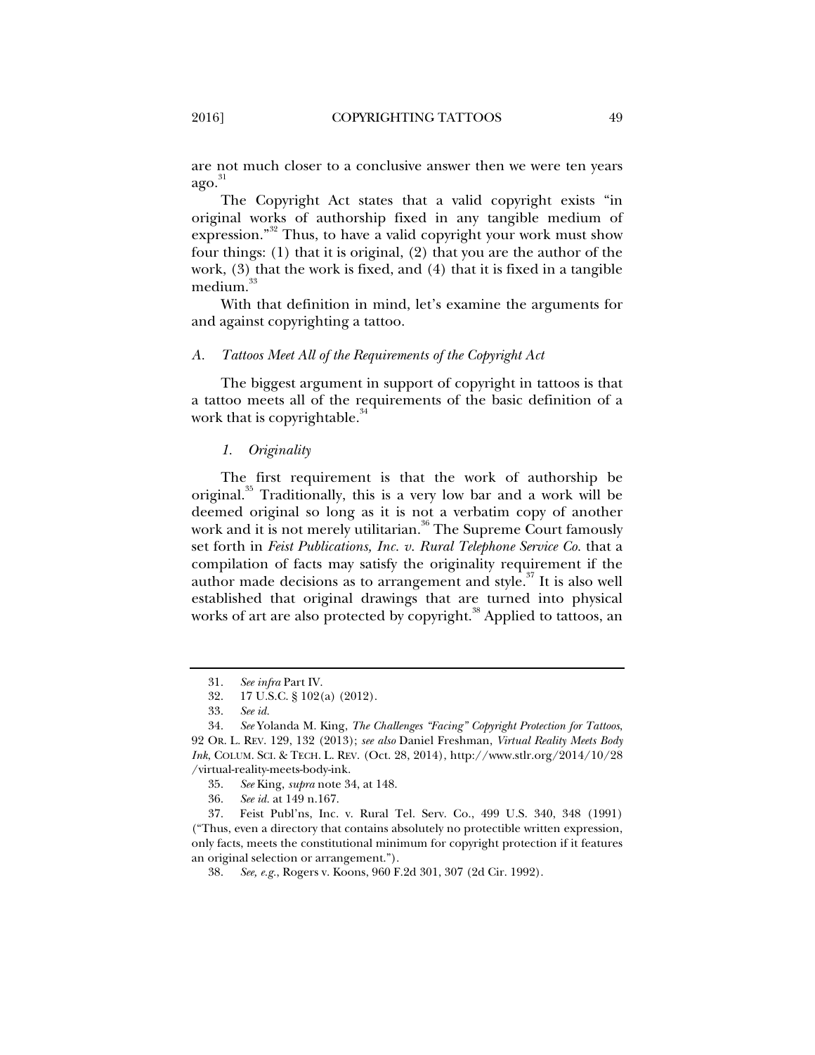are not much closer to a conclusive answer then we were ten years ago.[31]

The Copyright Act states that a valid copyright exists "in original works of authorship fixed in any tangible medium of expression."[32] Thus, to have a valid copyright your work must show four things: (1) that it is original, (2) that you are the author of the work, (3) that the work is fixed, and (4) that it is fixed in a tangible medium.[33]

With that definition in mind, let's examine the arguments for and against copyrighting a tattoo.

### *A. Tattoos Meet All of the Requirements of the Copyright Act*

The biggest argument in support of copyright in tattoos is that a tattoo meets all of the requirements of the basic definition of a work that is copyrightable.[34]

#### *1. Originality*

The first requirement is that the work of authorship be original.[35] Traditionally, this is a very low bar and a work will be deemed original so long as it is not a verbatim copy of another work and it is not merely utilitarian.[36] The Supreme Court famously set forth in *Feist Publications, Inc. v. Rural Telephone Service Co.* that a compilation of facts may satisfy the originality requirement if the author made decisions as to arrangement and style.[37] It is also well established that original drawings that are turned into physical works of art are also protected by copyright.[38] Applied to tattoos, an

---

31. *See infra* Part IV.

32. 17 U.S.C. § 102(a) (2012).

33. *See id.*

34. *See* Yolanda M. King, *The Challenges "Facing" Copyright Protection for Tattoos*, 92 OR. L. REV. 129, 132 (2013); *see also* Daniel Freshman, *Virtual Reality Meets Body Ink*, COLUM. SCI. & TECH. L. REV. (Oct. 28, 2014), http://www.stlr.org/2014/10/28/virtual-reality-meets-body-ink.

35. *See* King, *supra* note 34, at 148.

36. *See id.* at 149 n.167.

37. Feist Publ'ns, Inc. v. Rural Tel. Serv. Co., 499 U.S. 340, 348 (1991) ("Thus, even a directory that contains absolutely no protectible written expression, only facts, meets the constitutional minimum for copyright protection if it features an original selection or arrangement.").

38. *See, e.g.*, Rogers v. Koons, 960 F.2d 301, 307 (2d Cir. 1992).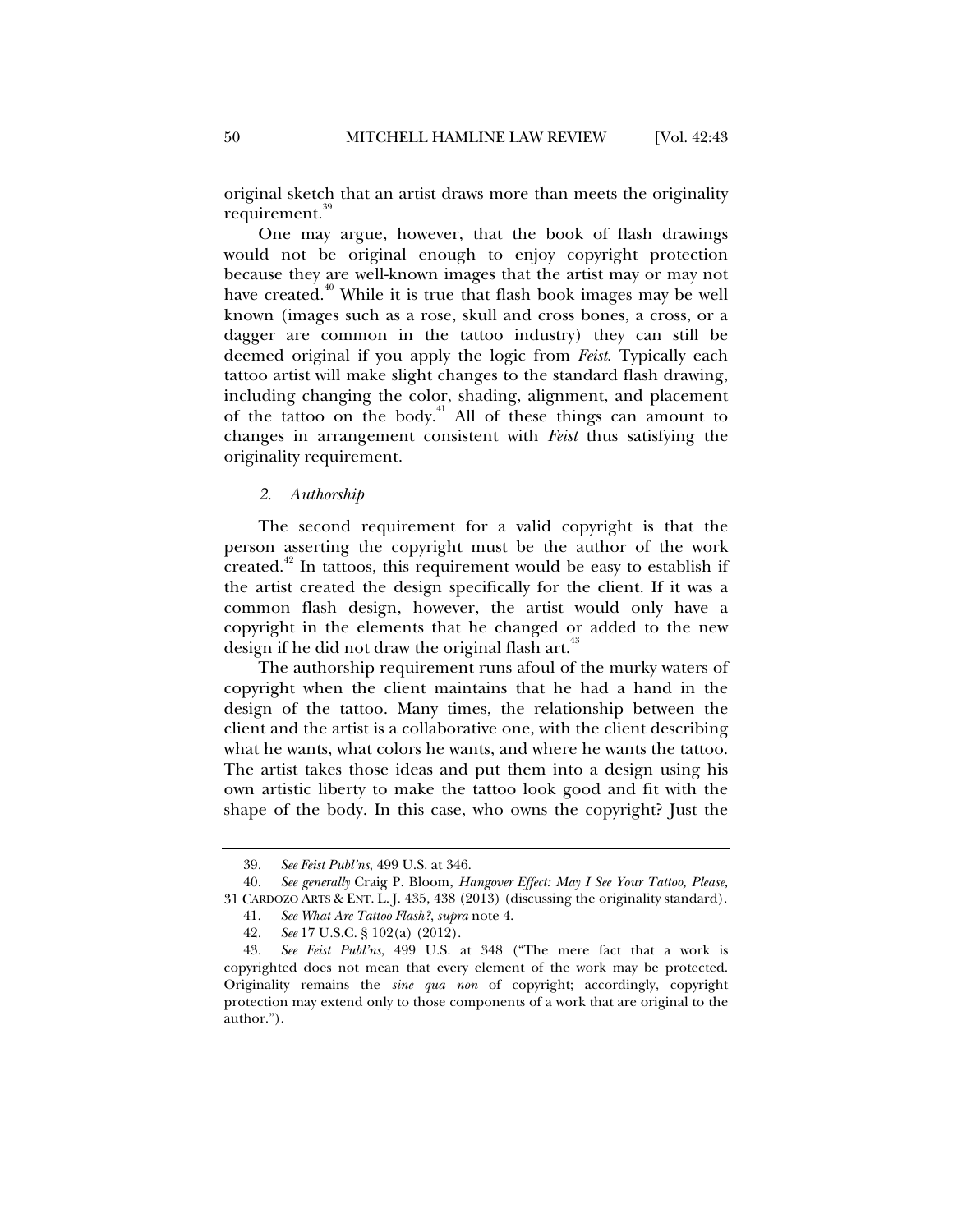original sketch that an artist draws more than meets the originality requirement.[39]

One may argue, however, that the book of flash drawings would not be original enough to enjoy copyright protection because they are well-known images that the artist may or may not have created.[40] While it is true that flash book images may be well known (images such as a rose, skull and cross bones, a cross, or a dagger are common in the tattoo industry) they can still be deemed original if you apply the logic from *Feist*. Typically each tattoo artist will make slight changes to the standard flash drawing, including changing the color, shading, alignment, and placement of the tattoo on the body.[41] All of these things can amount to changes in arrangement consistent with *Feist* thus satisfying the originality requirement.

### *2. Authorship*

The second requirement for a valid copyright is that the person asserting the copyright must be the author of the work created.[42] In tattoos, this requirement would be easy to establish if the artist created the design specifically for the client. If it was a common flash design, however, the artist would only have a copyright in the elements that he changed or added to the new design if he did not draw the original flash art.[43]

The authorship requirement runs afoul of the murky waters of copyright when the client maintains that he had a hand in the design of the tattoo. Many times, the relationship between the client and the artist is a collaborative one, with the client describing what he wants, what colors he wants, and where he wants the tattoo. The artist takes those ideas and put them into a design using his own artistic liberty to make the tattoo look good and fit with the shape of the body. In this case, who owns the copyright? Just the

---

39. *See Feist Publ'ns*, 499 U.S. at 346.

40. *See generally* Craig P. Bloom, *Hangover Effect: May I See Your Tattoo, Please,* 31 CARDOZO ARTS & ENT. L. J. 435, 438 (2013) (discussing the originality standard).

41. *See What Are Tattoo Flash?*, *supra* note 4.

42. *See* 17 U.S.C. § 102(a) (2012).

43. *See Feist Publ'ns*, 499 U.S. at 348 ("The mere fact that a work is copyrighted does not mean that every element of the work may be protected. Originality remains the *sine qua non* of copyright; accordingly, copyright protection may extend only to those components of a work that are original to the author.").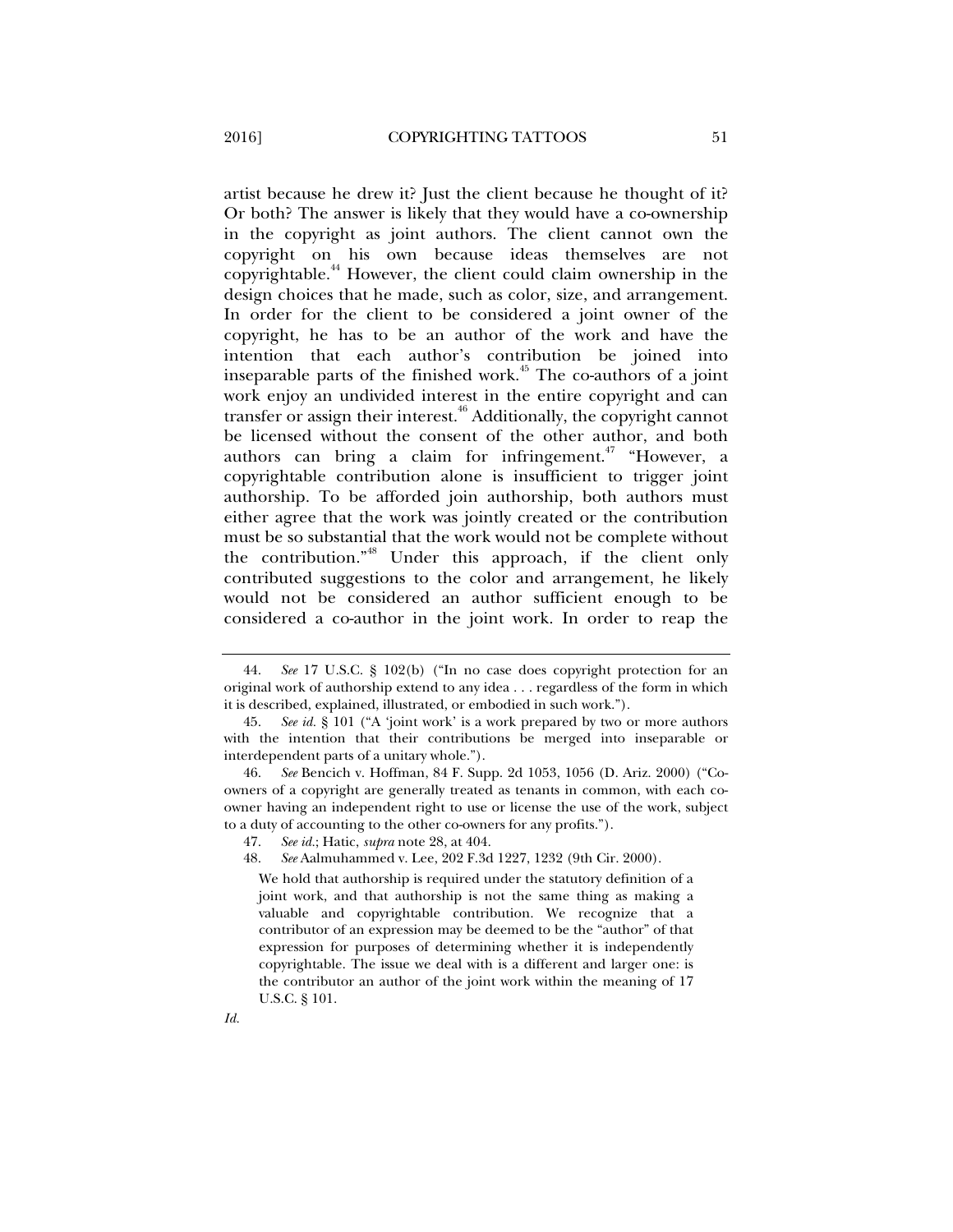artist because he drew it? Just the client because he thought of it? Or both? The answer is likely that they would have a co-ownership in the copyright as joint authors. The client cannot own the copyright on his own because ideas themselves are not copyrightable.[44] However, the client could claim ownership in the design choices that he made, such as color, size, and arrangement. In order for the client to be considered a joint owner of the copyright, he has to be an author of the work and have the intention that each author's contribution be joined into inseparable parts of the finished work.[45] The co-authors of a joint work enjoy an undivided interest in the entire copyright and can transfer or assign their interest.[46] Additionally, the copyright cannot be licensed without the consent of the other author, and both authors can bring a claim for infringement.[47] "However, a copyrightable contribution alone is insufficient to trigger joint authorship. To be afforded join authorship, both authors must either agree that the work was jointly created or the contribution must be so substantial that the work would not be complete without the contribution."[48] Under this approach, if the client only contributed suggestions to the color and arrangement, he likely would not be considered an author sufficient enough to be considered a co-author in the joint work. In order to reap the

---

44. *See* 17 U.S.C. § 102(b) ("In no case does copyright protection for an original work of authorship extend to any idea . . . regardless of the form in which it is described, explained, illustrated, or embodied in such work.").

45. *See id.* § 101 ("A 'joint work' is a work prepared by two or more authors with the intention that their contributions be merged into inseparable or interdependent parts of a unitary whole.").

46. *See* Bencich v. Hoffman, 84 F. Supp. 2d 1053, 1056 (D. Ariz. 2000) ("Co-owners of a copyright are generally treated as tenants in common, with each co-owner having an independent right to use or license the use of the work, subject to a duty of accounting to the other co-owners for any profits.").

47. *See id.*; Hatic, *supra* note 28, at 404.

48. *See* Aalmuhammed v. Lee, 202 F.3d 1227, 1232 (9th Cir. 2000).

> We hold that authorship is required under the statutory definition of a joint work, and that authorship is not the same thing as making a valuable and copyrightable contribution. We recognize that a contributor of an expression may be deemed to be the "author" of that expression for purposes of determining whether it is independently copyrightable. The issue we deal with is a different and larger one: is the contributor an author of the joint work within the meaning of 17 U.S.C. § 101.

*Id.*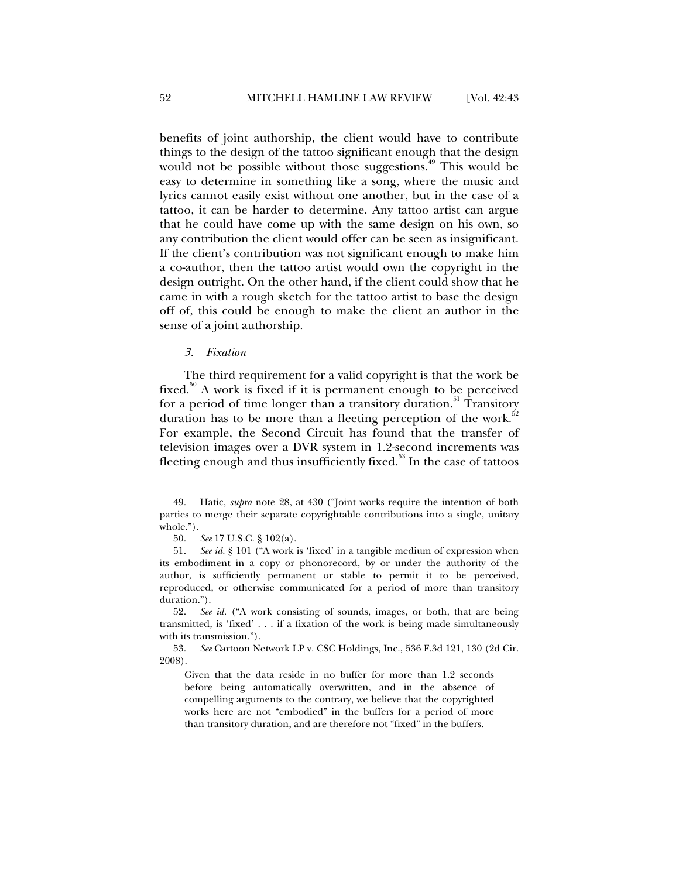benefits of joint authorship, the client would have to contribute things to the design of the tattoo significant enough that the design would not be possible without those suggestions.[49] This would be easy to determine in something like a song, where the music and lyrics cannot easily exist without one another, but in the case of a tattoo, it can be harder to determine. Any tattoo artist can argue that he could have come up with the same design on his own, so any contribution the client would offer can be seen as insignificant. If the client's contribution was not significant enough to make him a co-author, then the tattoo artist would own the copyright in the design outright. On the other hand, if the client could show that he came in with a rough sketch for the tattoo artist to base the design off of, this could be enough to make the client an author in the sense of a joint authorship.

### *3. Fixation*

The third requirement for a valid copyright is that the work be fixed.[50] A work is fixed if it is permanent enough to be perceived for a period of time longer than a transitory duration.[51] Transitory duration has to be more than a fleeting perception of the work.[52] For example, the Second Circuit has found that the transfer of television images over a DVR system in 1.2-second increments was fleeting enough and thus insufficiently fixed.[53] In the case of tattoos

---

49. Hatic, *supra* note 28, at 430 ("Joint works require the intention of both parties to merge their separate copyrightable contributions into a single, unitary whole.").

50. *See* 17 U.S.C. § 102(a).

51. *See id.* § 101 ("A work is 'fixed' in a tangible medium of expression when its embodiment in a copy or phonorecord, by or under the authority of the author, is sufficiently permanent or stable to permit it to be perceived, reproduced, or otherwise communicated for a period of more than transitory duration.").

52. *See id.* ("A work consisting of sounds, images, or both, that are being transmitted, is 'fixed' . . . if a fixation of the work is being made simultaneously with its transmission.").

53. *See* Cartoon Network LP v. CSC Holdings, Inc., 536 F.3d 121, 130 (2d Cir. 2008).

> Given that the data reside in no buffer for more than 1.2 seconds before being automatically overwritten, and in the absence of compelling arguments to the contrary, we believe that the copyrighted works here are not "embodied" in the buffers for a period of more than transitory duration, and are therefore not "fixed" in the buffers.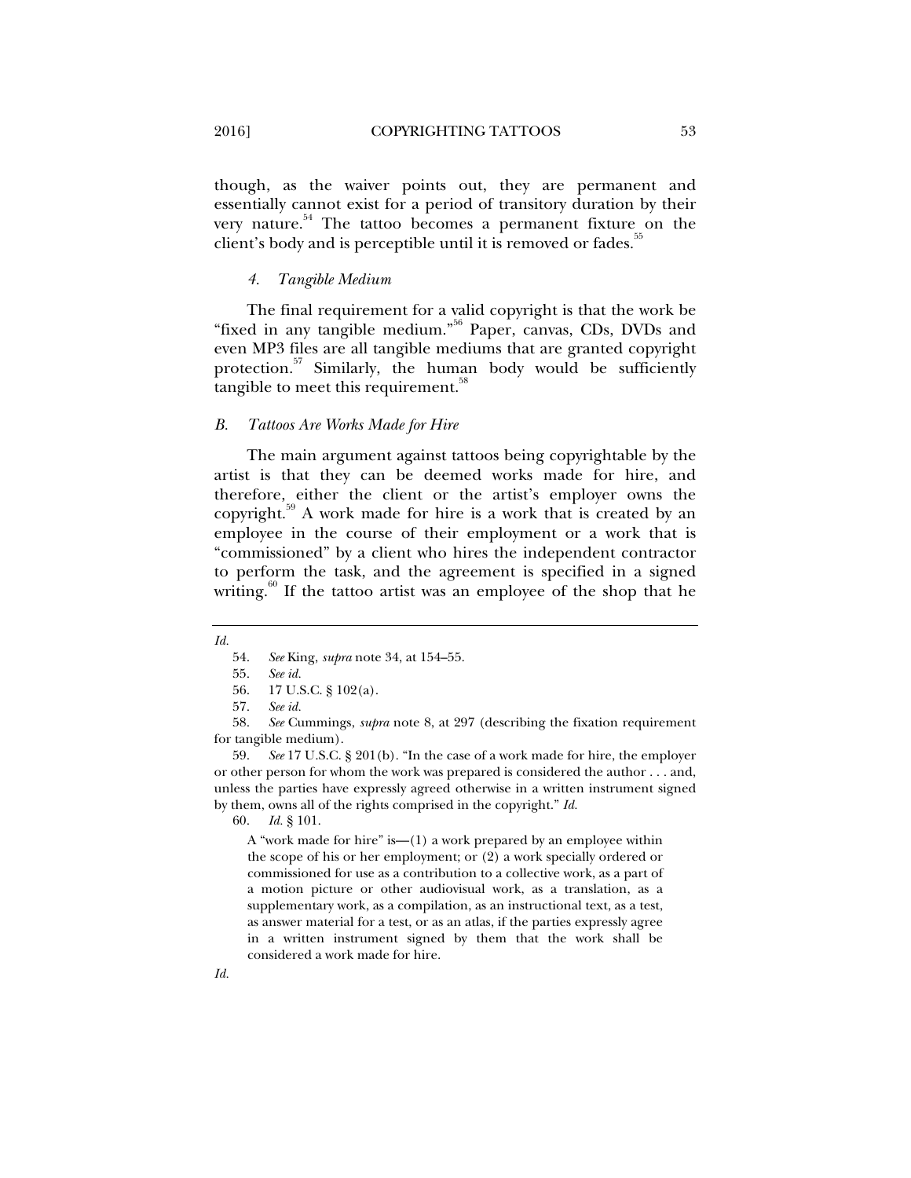though, as the waiver points out, they are permanent and essentially cannot exist for a period of transitory duration by their very nature.[54] The tattoo becomes a permanent fixture on the client's body and is perceptible until it is removed or fades.[55]

#### *4. Tangible Medium*

The final requirement for a valid copyright is that the work be "fixed in any tangible medium."[56] Paper, canvas, CDs, DVDs and even MP3 files are all tangible mediums that are granted copyright protection.[57] Similarly, the human body would be sufficiently tangible to meet this requirement.[58]

### *B. Tattoos Are Works Made for Hire*

The main argument against tattoos being copyrightable by the artist is that they can be deemed works made for hire, and therefore, either the client or the artist's employer owns the copyright.[59] A work made for hire is a work that is created by an employee in the course of their employment or a work that is "commissioned" by a client who hires the independent contractor to perform the task, and the agreement is specified in a signed writing.[60] If the tattoo artist was an employee of the shop that he

---

*Id.*

54. *See* King, *supra* note 34, at 154–55.

55. *See id.*

56. 17 U.S.C. § 102(a).

57. *See id.*

58. *See* Cummings, *supra* note 8, at 297 (describing the fixation requirement for tangible medium).

59. *See* 17 U.S.C. § 201(b). "In the case of a work made for hire, the employer or other person for whom the work was prepared is considered the author . . . and, unless the parties have expressly agreed otherwise in a written instrument signed by them, owns all of the rights comprised in the copyright." *Id.*

60. *Id.* § 101.

> A "work made for hire" is—(1) a work prepared by an employee within the scope of his or her employment; or (2) a work specially ordered or commissioned for use as a contribution to a collective work, as a part of a motion picture or other audiovisual work, as a translation, as a supplementary work, as a compilation, as an instructional text, as a test, as answer material for a test, or as an atlas, if the parties expressly agree in a written instrument signed by them that the work shall be considered a work made for hire.

*Id.*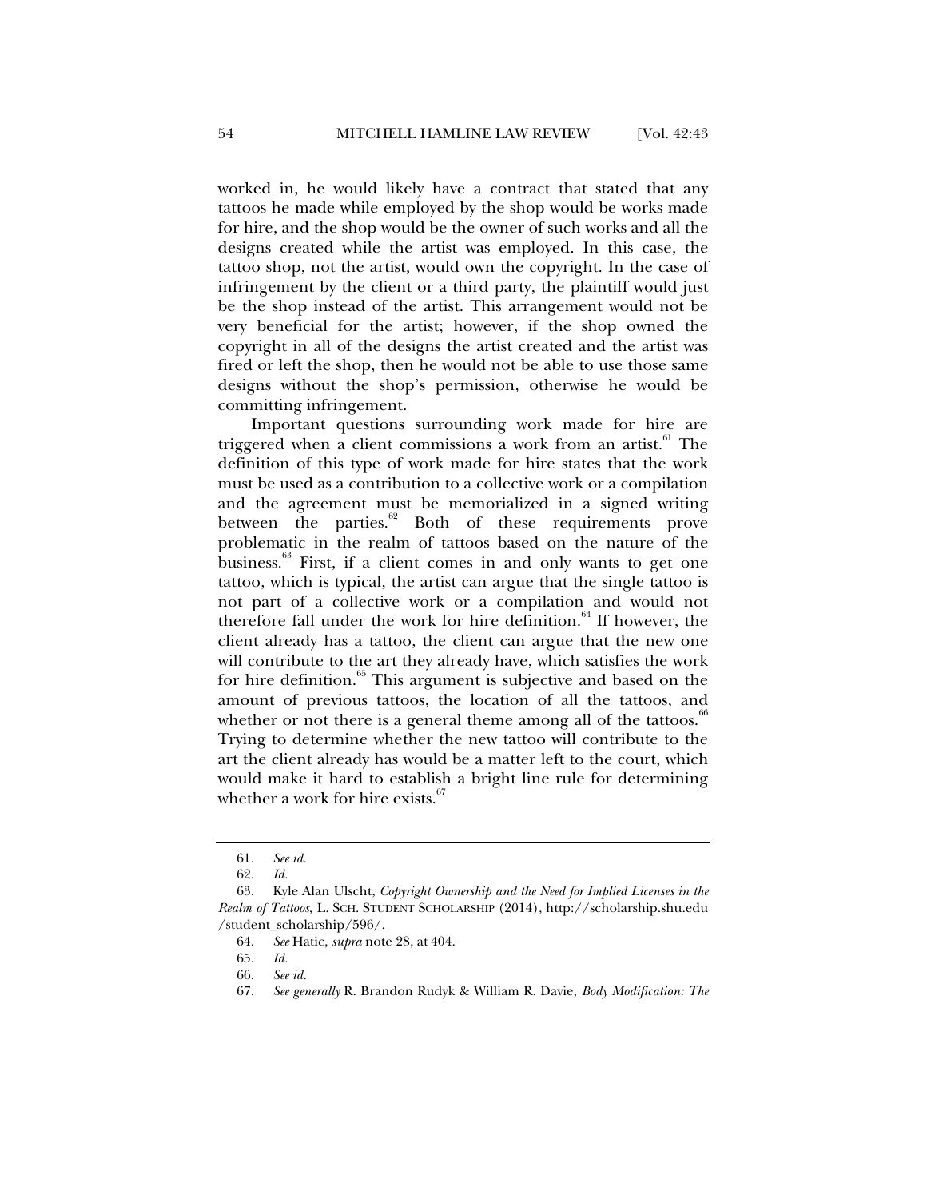worked in, he would likely have a contract that stated that any tattoos he made while employed by the shop would be works made for hire, and the shop would be the owner of such works and all the designs created while the artist was employed. In this case, the tattoo shop, not the artist, would own the copyright. In the case of infringement by the client or a third party, the plaintiff would just be the shop instead of the artist. This arrangement would not be very beneficial for the artist; however, if the shop owned the copyright in all of the designs the artist created and the artist was fired or left the shop, then he would not be able to use those same designs without the shop's permission, otherwise he would be committing infringement.

Important questions surrounding work made for hire are triggered when a client commissions a work from an artist.[61] The definition of this type of work made for hire states that the work must be used as a contribution to a collective work or a compilation and the agreement must be memorialized in a signed writing between the parties.[62] Both of these requirements prove problematic in the realm of tattoos based on the nature of the business.[63] First, if a client comes in and only wants to get one tattoo, which is typical, the artist can argue that the single tattoo is not part of a collective work or a compilation and would not therefore fall under the work for hire definition.[64] If however, the client already has a tattoo, the client can argue that the new one will contribute to the art they already have, which satisfies the work for hire definition.[65] This argument is subjective and based on the amount of previous tattoos, the location of all the tattoos, and whether or not there is a general theme among all of the tattoos.[66] Trying to determine whether the new tattoo will contribute to the art the client already has would be a matter left to the court, which would make it hard to establish a bright line rule for determining whether a work for hire exists.[67]

---

61. *See id.*

62. *Id.*

63. Kyle Alan Ulscht, *Copyright Ownership and the Need for Implied Licenses in the Realm of Tattoos*, L. SCH. STUDENT SCHOLARSHIP (2014), http://scholarship.shu.edu/student_scholarship/596/.

64. *See* Hatic, *supra* note 28, at 404.

65. *Id.*

66. *See id.*

67. *See generally* R. Brandon Rudyk & William R. Davie, *Body Modification: The*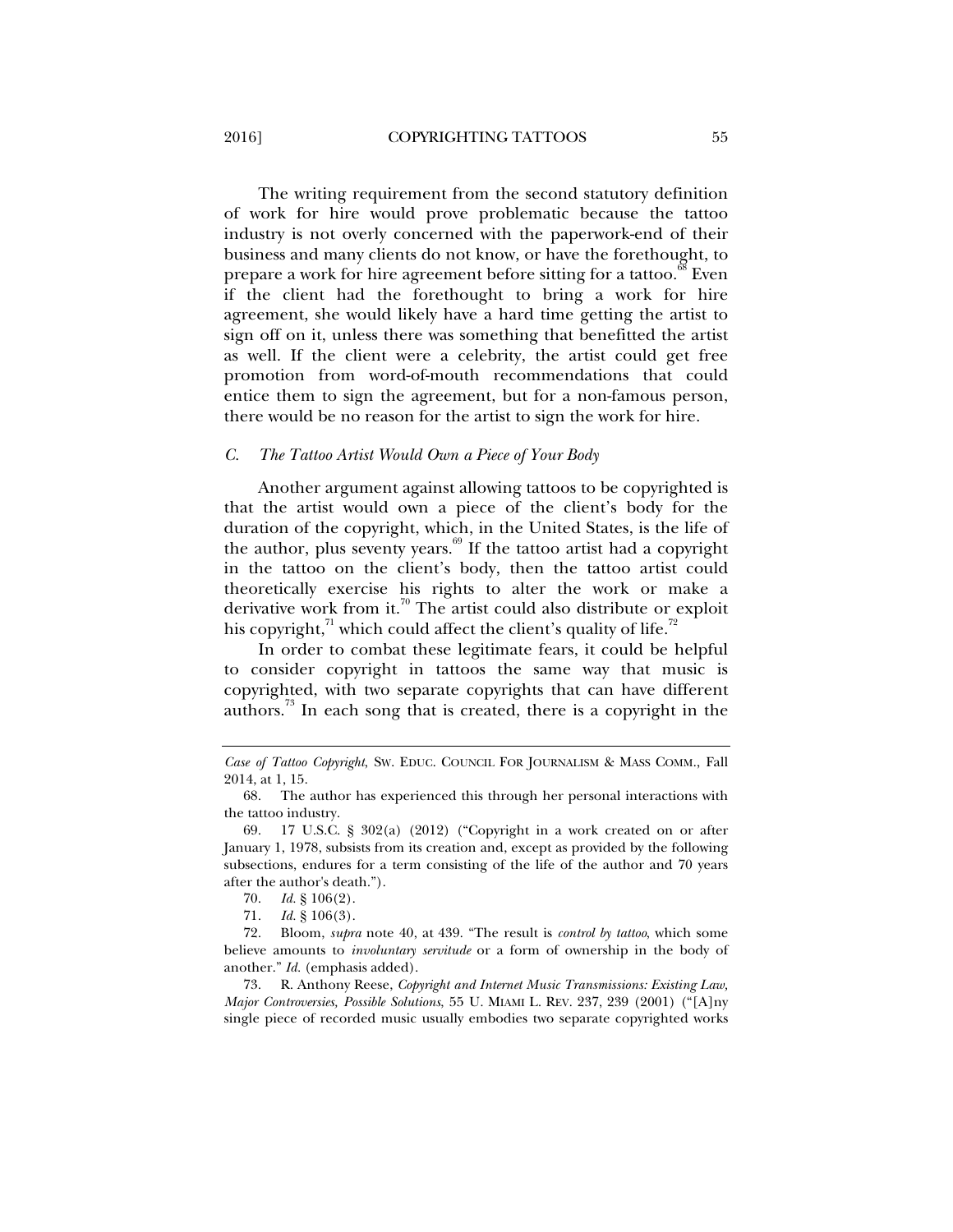The writing requirement from the second statutory definition of work for hire would prove problematic because the tattoo industry is not overly concerned with the paperwork-end of their business and many clients do not know, or have the forethought, to prepare a work for hire agreement before sitting for a tattoo.[68] Even if the client had the forethought to bring a work for hire agreement, she would likely have a hard time getting the artist to sign off on it, unless there was something that benefitted the artist as well. If the client were a celebrity, the artist could get free promotion from word-of-mouth recommendations that could entice them to sign the agreement, but for a non-famous person, there would be no reason for the artist to sign the work for hire.

### *C. The Tattoo Artist Would Own a Piece of Your Body*

Another argument against allowing tattoos to be copyrighted is that the artist would own a piece of the client's body for the duration of the copyright, which, in the United States, is the life of the author, plus seventy years.[69] If the tattoo artist had a copyright in the tattoo on the client's body, then the tattoo artist could theoretically exercise his rights to alter the work or make a derivative work from it.[70] The artist could also distribute or exploit his copyright,[71] which could affect the client's quality of life.[72]

In order to combat these legitimate fears, it could be helpful to consider copyright in tattoos the same way that music is copyrighted, with two separate copyrights that can have different authors.[73] In each song that is created, there is a copyright in the

---

*Case of Tattoo Copyright*, SW. EDUC. COUNCIL FOR JOURNALISM & MASS COMM., Fall 2014, at 1, 15.

68. The author has experienced this through her personal interactions with the tattoo industry.

69. 17 U.S.C. § 302(a) (2012) ("Copyright in a work created on or after January 1, 1978, subsists from its creation and, except as provided by the following subsections, endures for a term consisting of the life of the author and 70 years after the author's death.").

70. *Id.* § 106(2).

71. *Id.* § 106(3).

72. Bloom, *supra* note 40, at 439. "The result is *control by tattoo*, which some believe amounts to *involuntary servitude* or a form of ownership in the body of another." *Id.* (emphasis added).

73. R. Anthony Reese, *Copyright and Internet Music Transmissions: Existing Law, Major Controversies, Possible Solutions*, 55 U. MIAMI L. REV. 237, 239 (2001) ("[A]ny single piece of recorded music usually embodies two separate copyrighted works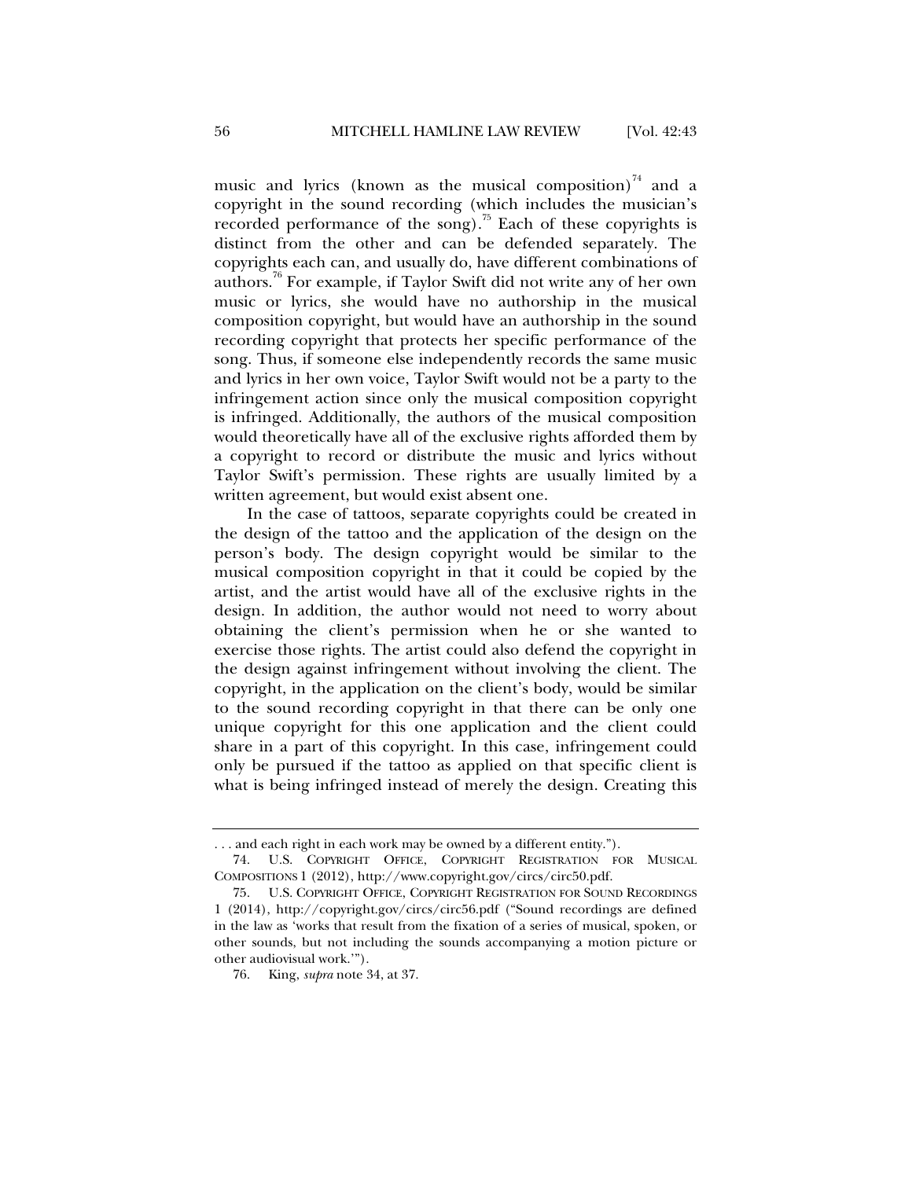music and lyrics (known as the musical composition)[74] and a copyright in the sound recording (which includes the musician's recorded performance of the song).[75] Each of these copyrights is distinct from the other and can be defended separately. The copyrights each can, and usually do, have different combinations of authors.[76] For example, if Taylor Swift did not write any of her own music or lyrics, she would have no authorship in the musical composition copyright, but would have an authorship in the sound recording copyright that protects her specific performance of the song. Thus, if someone else independently records the same music and lyrics in her own voice, Taylor Swift would not be a party to the infringement action since only the musical composition copyright is infringed. Additionally, the authors of the musical composition would theoretically have all of the exclusive rights afforded them by a copyright to record or distribute the music and lyrics without Taylor Swift's permission. These rights are usually limited by a written agreement, but would exist absent one.

In the case of tattoos, separate copyrights could be created in the design of the tattoo and the application of the design on the person's body. The design copyright would be similar to the musical composition copyright in that it could be copied by the artist, and the artist would have all of the exclusive rights in the design. In addition, the author would not need to worry about obtaining the client's permission when he or she wanted to exercise those rights. The artist could also defend the copyright in the design against infringement without involving the client. The copyright, in the application on the client's body, would be similar to the sound recording copyright in that there can be only one unique copyright for this one application and the client could share in a part of this copyright. In this case, infringement could only be pursued if the tattoo as applied on that specific client is what is being infringed instead of merely the design. Creating this

. . . and each right in each work may be owned by a different entity.").

74. U.S. COPYRIGHT OFFICE, COPYRIGHT REGISTRATION FOR MUSICAL COMPOSITIONS 1 (2012), http://www.copyright.gov/circs/circ50.pdf.

75. U.S. COPYRIGHT OFFICE, COPYRIGHT REGISTRATION FOR SOUND RECORDINGS 1 (2014), http://copyright.gov/circs/circ56.pdf ("Sound recordings are defined in the law as 'works that result from the fixation of a series of musical, spoken, or other sounds, but not including the sounds accompanying a motion picture or other audiovisual work.'").

76. King, *supra* note 34, at 37.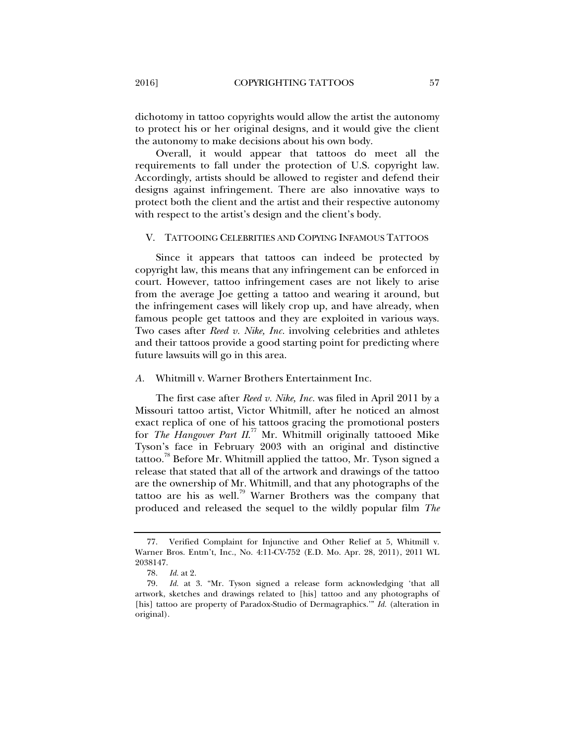dichotomy in tattoo copyrights would allow the artist the autonomy to protect his or her original designs, and it would give the client the autonomy to make decisions about his own body.

Overall, it would appear that tattoos do meet all the requirements to fall under the protection of U.S. copyright law. Accordingly, artists should be allowed to register and defend their designs against infringement. There are also innovative ways to protect both the client and the artist and their respective autonomy with respect to the artist's design and the client's body.

## V. TATTOOING CELEBRITIES AND COPYING INFAMOUS TATTOOS

Since it appears that tattoos can indeed be protected by copyright law, this means that any infringement can be enforced in court. However, tattoo infringement cases are not likely to arise from the average Joe getting a tattoo and wearing it around, but the infringement cases will likely crop up, and have already, when famous people get tattoos and they are exploited in various ways. Two cases after *Reed v. Nike, Inc.* involving celebrities and athletes and their tattoos provide a good starting point for predicting where future lawsuits will go in this area.

### *A.* Whitmill v. Warner Brothers Entertainment Inc.

The first case after *Reed v. Nike, Inc.* was filed in April 2011 by a Missouri tattoo artist, Victor Whitmill, after he noticed an almost exact replica of one of his tattoos gracing the promotional posters for *The Hangover Part II.*[77] Mr. Whitmill originally tattooed Mike Tyson's face in February 2003 with an original and distinctive tattoo.[78] Before Mr. Whitmill applied the tattoo, Mr. Tyson signed a release that stated that all of the artwork and drawings of the tattoo are the ownership of Mr. Whitmill, and that any photographs of the tattoo are his as well.[79] Warner Brothers was the company that produced and released the sequel to the wildly popular film *The*

---

77. Verified Complaint for Injunctive and Other Relief at 5, Whitmill v. Warner Bros. Entm't, Inc., No. 4:11-CV-752 (E.D. Mo. Apr. 28, 2011), 2011 WL 2038147.

78. *Id.* at 2.

79. *Id.* at 3. "Mr. Tyson signed a release form acknowledging 'that all artwork, sketches and drawings related to [his] tattoo and any photographs of [his] tattoo are property of Paradox-Studio of Dermagraphics.'" *Id.* (alteration in original).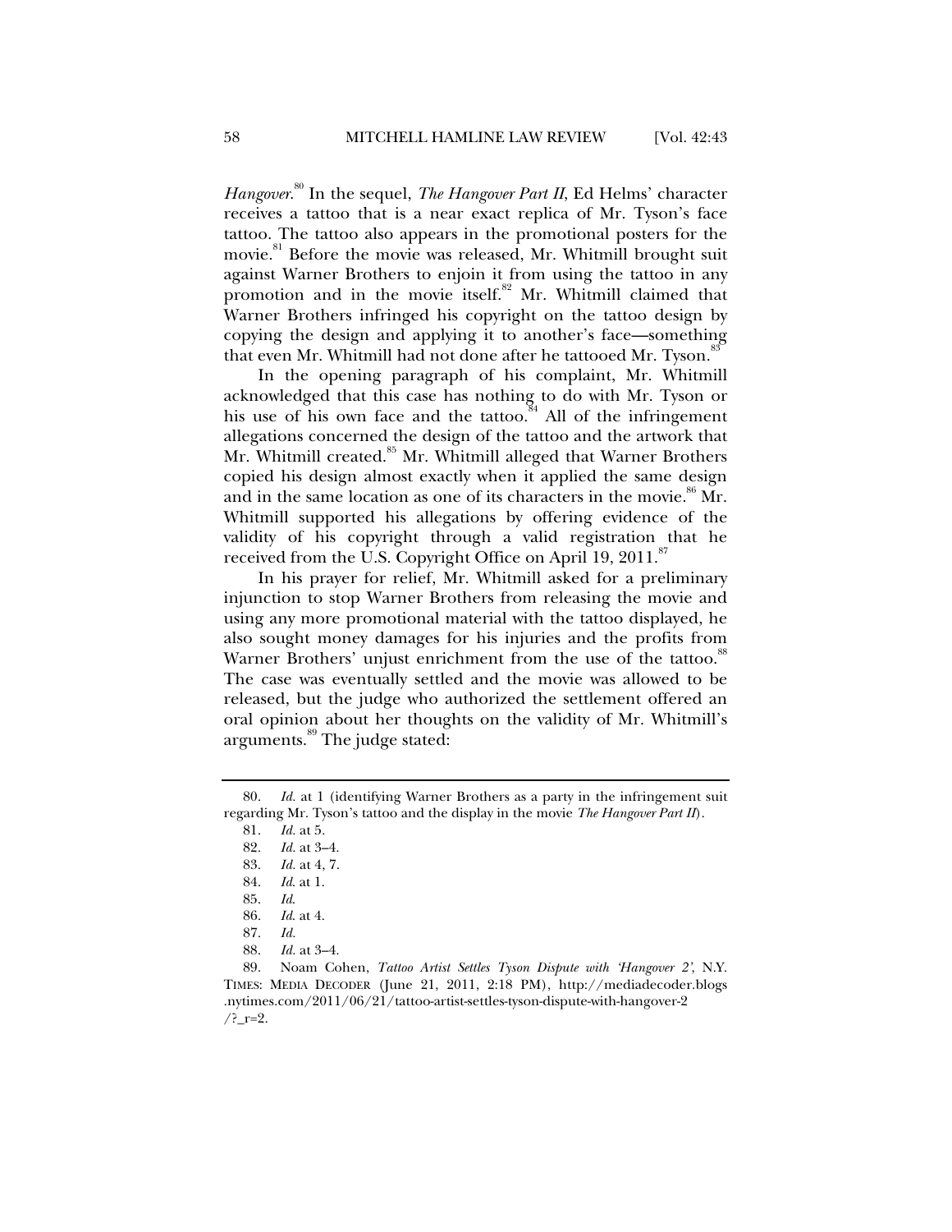*Hangover*.[80] In the sequel, *The Hangover Part II*, Ed Helms' character receives a tattoo that is a near exact replica of Mr. Tyson's face tattoo. The tattoo also appears in the promotional posters for the movie.[81] Before the movie was released, Mr. Whitmill brought suit against Warner Brothers to enjoin it from using the tattoo in any promotion and in the movie itself.[82] Mr. Whitmill claimed that Warner Brothers infringed his copyright on the tattoo design by copying the design and applying it to another's face—something that even Mr. Whitmill had not done after he tattooed Mr. Tyson.[83]

In the opening paragraph of his complaint, Mr. Whitmill acknowledged that this case has nothing to do with Mr. Tyson or his use of his own face and the tattoo.[84] All of the infringement allegations concerned the design of the tattoo and the artwork that Mr. Whitmill created.[85] Mr. Whitmill alleged that Warner Brothers copied his design almost exactly when it applied the same design and in the same location as one of its characters in the movie.[86] Mr. Whitmill supported his allegations by offering evidence of the validity of his copyright through a valid registration that he received from the U.S. Copyright Office on April 19, 2011.[87]

In his prayer for relief, Mr. Whitmill asked for a preliminary injunction to stop Warner Brothers from releasing the movie and using any more promotional material with the tattoo displayed, he also sought money damages for his injuries and the profits from Warner Brothers' unjust enrichment from the use of the tattoo.[88] The case was eventually settled and the movie was allowed to be released, but the judge who authorized the settlement offered an oral opinion about her thoughts on the validity of Mr. Whitmill's arguments.[89] The judge stated:

---

80. *Id.* at 1 (identifying Warner Brothers as a party in the infringement suit regarding Mr. Tyson's tattoo and the display in the movie *The Hangover Part II*).

81. *Id.* at 5.

82. *Id.* at 3–4.

83. *Id.* at 4, 7.

84. *Id.* at 1.

85. *Id.*

86. *Id.* at 4.

87. *Id.*

88. *Id.* at 3–4.

89. Noam Cohen, *Tattoo Artist Settles Tyson Dispute with 'Hangover 2'*, N.Y. TIMES: MEDIA DECODER (June 21, 2011, 2:18 PM), http://mediadecoder.blogs.nytimes.com/2011/06/21/tattoo-artist-settles-tyson-dispute-with-hangover-2/?_r=2.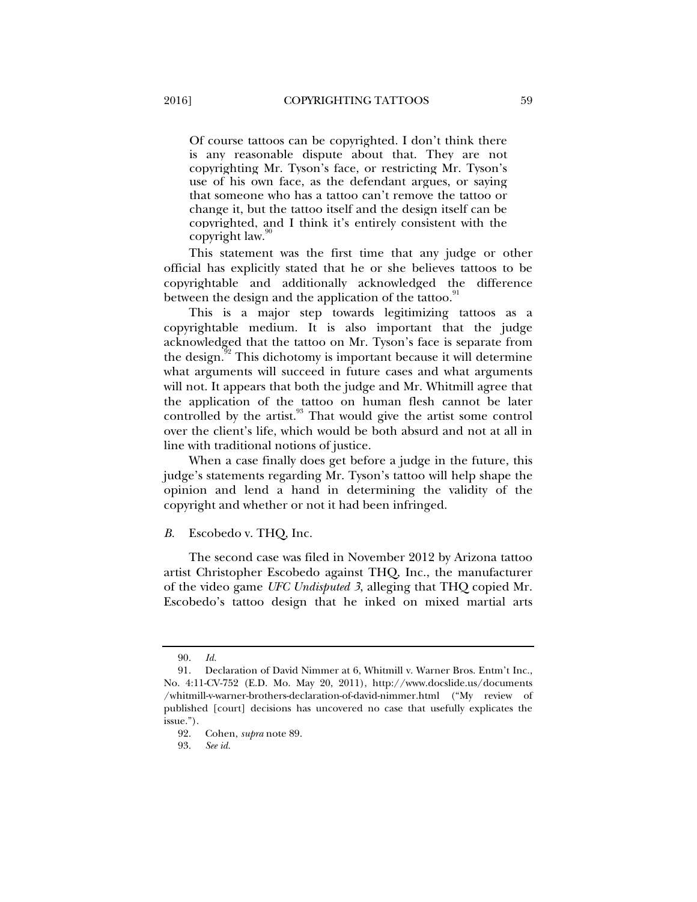> Of course tattoos can be copyrighted. I don't think there is any reasonable dispute about that. They are not copyrighting Mr. Tyson's face, or restricting Mr. Tyson's use of his own face, as the defendant argues, or saying that someone who has a tattoo can't remove the tattoo or change it, but the tattoo itself and the design itself can be copyrighted, and I think it's entirely consistent with the copyright law.[90]

This statement was the first time that any judge or other official has explicitly stated that he or she believes tattoos to be copyrightable and additionally acknowledged the difference between the design and the application of the tattoo.[91]

This is a major step towards legitimizing tattoos as a copyrightable medium. It is also important that the judge acknowledged that the tattoo on Mr. Tyson's face is separate from the design.[92] This dichotomy is important because it will determine what arguments will succeed in future cases and what arguments will not. It appears that both the judge and Mr. Whitmill agree that the application of the tattoo on human flesh cannot be later controlled by the artist.[93] That would give the artist some control over the client's life, which would be both absurd and not at all in line with traditional notions of justice.

When a case finally does get before a judge in the future, this judge's statements regarding Mr. Tyson's tattoo will help shape the opinion and lend a hand in determining the validity of the copyright and whether or not it had been infringed.

### *B.* Escobedo v. THQ, Inc.

The second case was filed in November 2012 by Arizona tattoo artist Christopher Escobedo against THQ, Inc., the manufacturer of the video game *UFC Undisputed 3*, alleging that THQ copied Mr. Escobedo's tattoo design that he inked on mixed martial arts

---

90. *Id.*

91. Declaration of David Nimmer at 6, Whitmill v. Warner Bros. Entm't Inc., No. 4:11-CV-752 (E.D. Mo. May 20, 2011), http://www.docslide.us/documents/whitmill-v-warner-brothers-declaration-of-david-nimmer.html ("My review of published [court] decisions has uncovered no case that usefully explicates the issue.").

92. Cohen, *supra* note 89.

93. *See id.*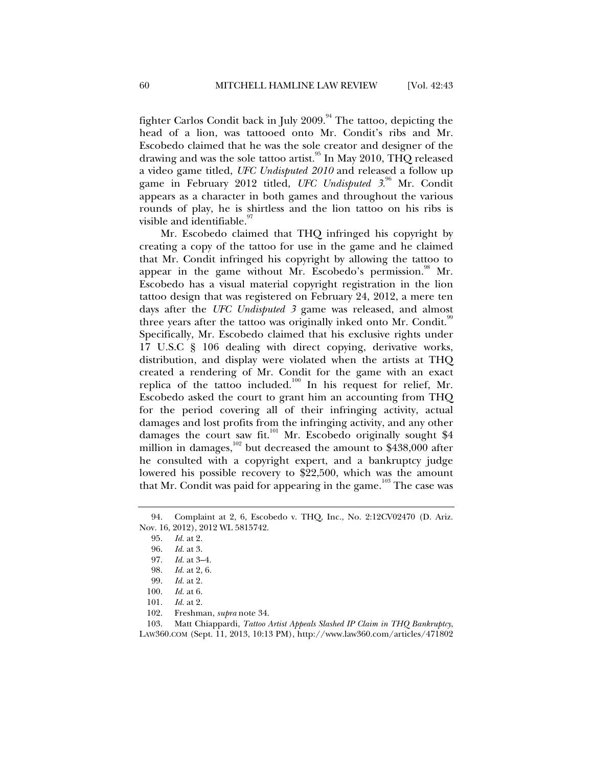fighter Carlos Condit back in July 2009.[94] The tattoo, depicting the head of a lion, was tattooed onto Mr. Condit's ribs and Mr. Escobedo claimed that he was the sole creator and designer of the drawing and was the sole tattoo artist.[95] In May 2010, THQ released a video game titled, *UFC Undisputed 2010* and released a follow up game in February 2012 titled, *UFC Undisputed 3*.[96] Mr. Condit appears as a character in both games and throughout the various rounds of play, he is shirtless and the lion tattoo on his ribs is visible and identifiable.[97]

Mr. Escobedo claimed that THQ infringed his copyright by creating a copy of the tattoo for use in the game and he claimed that Mr. Condit infringed his copyright by allowing the tattoo to appear in the game without Mr. Escobedo's permission.[98] Mr. Escobedo has a visual material copyright registration in the lion tattoo design that was registered on February 24, 2012, a mere ten days after the *UFC Undisputed 3* game was released, and almost three years after the tattoo was originally inked onto Mr. Condit.[99] Specifically, Mr. Escobedo claimed that his exclusive rights under 17 U.S.C § 106 dealing with direct copying, derivative works, distribution, and display were violated when the artists at THQ created a rendering of Mr. Condit for the game with an exact replica of the tattoo included.[100] In his request for relief, Mr. Escobedo asked the court to grant him an accounting from THQ for the period covering all of their infringing activity, actual damages and lost profits from the infringing activity, and any other damages the court saw fit.[101] Mr. Escobedo originally sought $4 million in damages,[102] but decreased the amount to $438,000 after he consulted with a copyright expert, and a bankruptcy judge lowered his possible recovery to $22,500, which was the amount that Mr. Condit was paid for appearing in the game.[103] The case was

---

94. Complaint at 2, 6, Escobedo v. THQ, Inc., No. 2:12CV02470 (D. Ariz. Nov. 16, 2012), 2012 WL 5815742.

95. *Id.* at 2.

96. *Id.* at 3.

97. *Id.* at 3–4.

98. *Id.* at 2, 6.

99. *Id.* at 2.

100. *Id.* at 6.

101. *Id.* at 2.

102. Freshman, *supra* note 34.

103. Matt Chiappardi, *Tattoo Artist Appeals Slashed IP Claim in THQ Bankruptcy*, LAW360.COM (Sept. 11, 2013, 10:13 PM), http://www.law360.com/articles/471802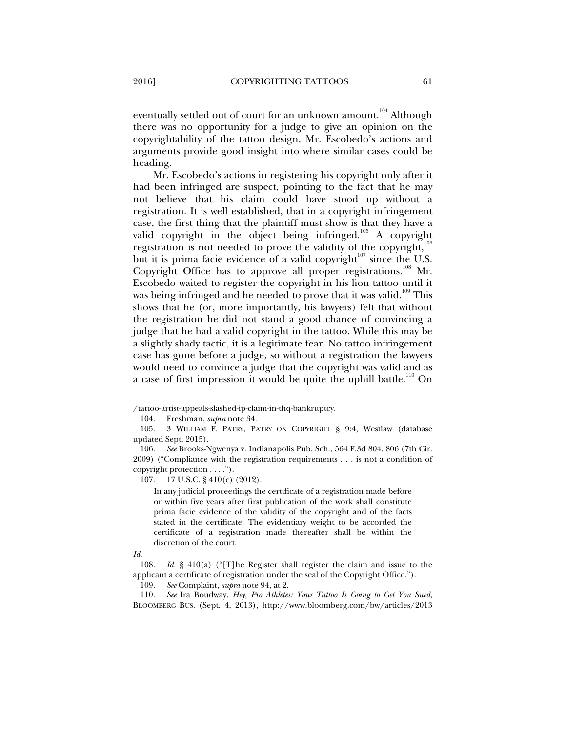eventually settled out of court for an unknown amount.[104] Although there was no opportunity for a judge to give an opinion on the copyrightability of the tattoo design, Mr. Escobedo's actions and arguments provide good insight into where similar cases could be heading.

Mr. Escobedo's actions in registering his copyright only after it had been infringed are suspect, pointing to the fact that he may not believe that his claim could have stood up without a registration. It is well established, that in a copyright infringement case, the first thing that the plaintiff must show is that they have a valid copyright in the object being infringed.[105] A copyright registration is not needed to prove the validity of the copyright,[106] but it is prima facie evidence of a valid copyright[107] since the U.S. Copyright Office has to approve all proper registrations.[108] Mr. Escobedo waited to register the copyright in his lion tattoo until it was being infringed and he needed to prove that it was valid.[109] This shows that he (or, more importantly, his lawyers) felt that without the registration he did not stand a good chance of convincing a judge that he had a valid copyright in the tattoo. While this may be a slightly shady tactic, it is a legitimate fear. No tattoo infringement case has gone before a judge, so without a registration the lawyers would need to convince a judge that the copyright was valid and as a case of first impression it would be quite the uphill battle.[110] On

---

/tattoo-artist-appeals-slashed-ip-claim-in-thq-bankruptcy.

104. Freshman, *supra* note 34.

105. 3 WILLIAM F. PATRY, PATRY ON COPYRIGHT § 9:4, Westlaw (database updated Sept. 2015).

106. *See* Brooks-Ngwenya v. Indianapolis Pub. Sch., 564 F.3d 804, 806 (7th Cir. 2009) ("Compliance with the registration requirements . . . is not a condition of copyright protection . . . .").

107. 17 U.S.C. § 410(c) (2012).

> In any judicial proceedings the certificate of a registration made before or within five years after first publication of the work shall constitute prima facie evidence of the validity of the copyright and of the facts stated in the certificate. The evidentiary weight to be accorded the certificate of a registration made thereafter shall be within the discretion of the court.

*Id.*

108. *Id.* § 410(a) ("[T]he Register shall register the claim and issue to the applicant a certificate of registration under the seal of the Copyright Office.").

109. *See* Complaint, *supra* note 94, at 2.

110. *See* Ira Boudway, *Hey, Pro Athletes: Your Tattoo Is Going to Get You Sued*, BLOOMBERG BUS. (Sept. 4, 2013), http://www.bloomberg.com/bw/articles/2013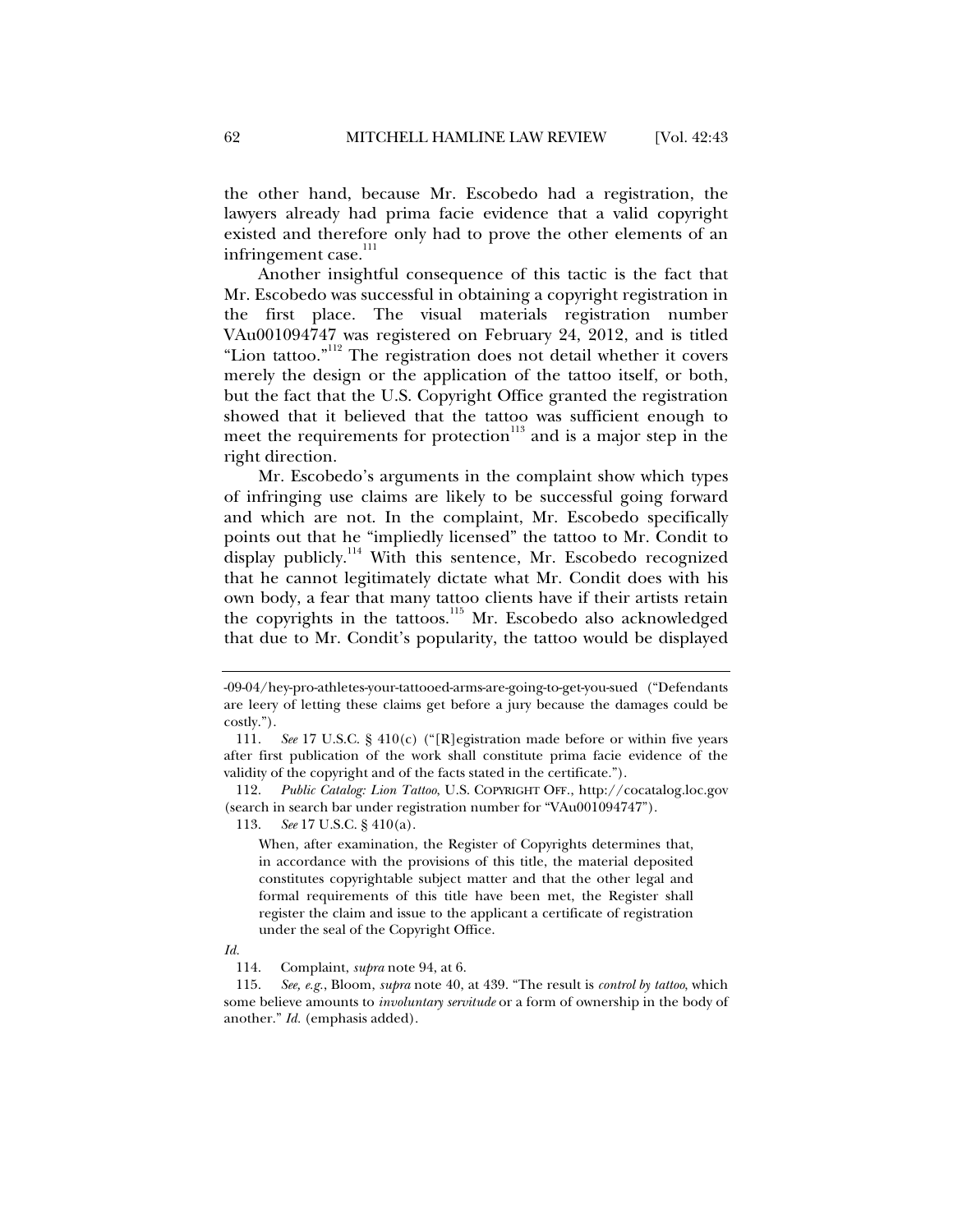the other hand, because Mr. Escobedo had a registration, the lawyers already had prima facie evidence that a valid copyright existed and therefore only had to prove the other elements of an infringement case.[111]

Another insightful consequence of this tactic is the fact that Mr. Escobedo was successful in obtaining a copyright registration in the first place. The visual materials registration number VAu001094747 was registered on February 24, 2012, and is titled "Lion tattoo."[112] The registration does not detail whether it covers merely the design or the application of the tattoo itself, or both, but the fact that the U.S. Copyright Office granted the registration showed that it believed that the tattoo was sufficient enough to meet the requirements for protection[113] and is a major step in the right direction.

Mr. Escobedo's arguments in the complaint show which types of infringing use claims are likely to be successful going forward and which are not. In the complaint, Mr. Escobedo specifically points out that he "impliedly licensed" the tattoo to Mr. Condit to display publicly.[114] With this sentence, Mr. Escobedo recognized that he cannot legitimately dictate what Mr. Condit does with his own body, a fear that many tattoo clients have if their artists retain the copyrights in the tattoos.[115] Mr. Escobedo also acknowledged that due to Mr. Condit's popularity, the tattoo would be displayed

---

-09-04/hey-pro-athletes-your-tattooed-arms-are-going-to-get-you-sued ("Defendants are leery of letting these claims get before a jury because the damages could be costly.").

111. *See* 17 U.S.C. § 410(c) ("[R]egistration made before or within five years after first publication of the work shall constitute prima facie evidence of the validity of the copyright and of the facts stated in the certificate.").

112. *Public Catalog: Lion Tattoo*, U.S. COPYRIGHT OFF., http://cocatalog.loc.gov (search in search bar under registration number for "VAu001094747").

113. *See* 17 U.S.C. § 410(a).

> When, after examination, the Register of Copyrights determines that, in accordance with the provisions of this title, the material deposited constitutes copyrightable subject matter and that the other legal and formal requirements of this title have been met, the Register shall register the claim and issue to the applicant a certificate of registration under the seal of the Copyright Office.

*Id.*

114. Complaint, *supra* note 94, at 6.

115. *See, e.g.*, Bloom, *supra* note 40, at 439. "The result is *control by tattoo*, which some believe amounts to *involuntary servitude* or a form of ownership in the body of another." *Id.* (emphasis added).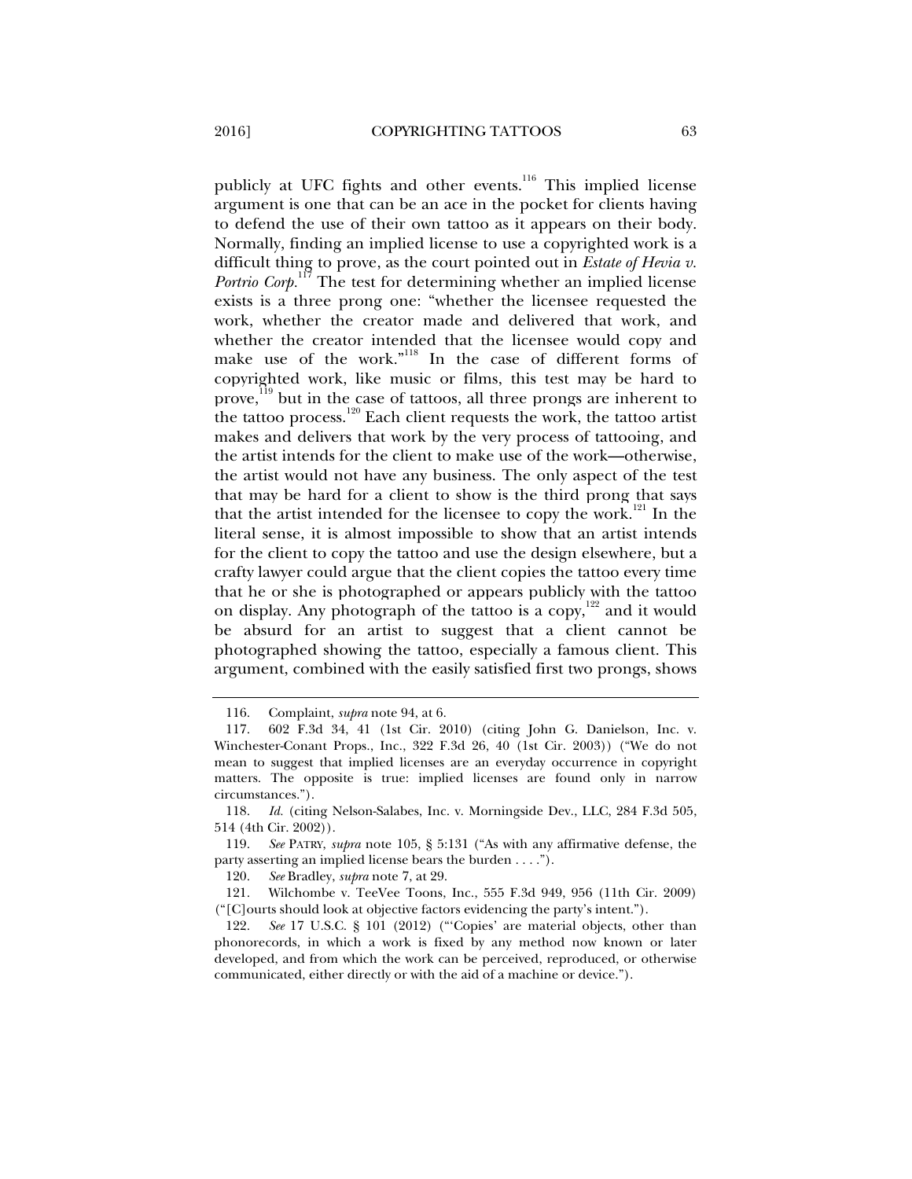publicly at UFC fights and other events.[116] This implied license argument is one that can be an ace in the pocket for clients having to defend the use of their own tattoo as it appears on their body. Normally, finding an implied license to use a copyrighted work is a difficult thing to prove, as the court pointed out in *Estate of Hevia v. Portrio Corp.*[117] The test for determining whether an implied license exists is a three prong one: "whether the licensee requested the work, whether the creator made and delivered that work, and whether the creator intended that the licensee would copy and make use of the work."[118] In the case of different forms of copyrighted work, like music or films, this test may be hard to prove,[119] but in the case of tattoos, all three prongs are inherent to the tattoo process.[120] Each client requests the work, the tattoo artist makes and delivers that work by the very process of tattooing, and the artist intends for the client to make use of the work—otherwise, the artist would not have any business. The only aspect of the test that may be hard for a client to show is the third prong that says that the artist intended for the licensee to copy the work.[121] In the literal sense, it is almost impossible to show that an artist intends for the client to copy the tattoo and use the design elsewhere, but a crafty lawyer could argue that the client copies the tattoo every time that he or she is photographed or appears publicly with the tattoo on display. Any photograph of the tattoo is a copy,[122] and it would be absurd for an artist to suggest that a client cannot be photographed showing the tattoo, especially a famous client. This argument, combined with the easily satisfied first two prongs, shows

---

116. Complaint, *supra* note 94, at 6.

117. 602 F.3d 34, 41 (1st Cir. 2010) (citing John G. Danielson, Inc. v. Winchester-Conant Props., Inc., 322 F.3d 26, 40 (1st Cir. 2003)) ("We do not mean to suggest that implied licenses are an everyday occurrence in copyright matters. The opposite is true: implied licenses are found only in narrow circumstances.").

118. *Id.* (citing Nelson-Salabes, Inc. v. Morningside Dev., LLC, 284 F.3d 505, 514 (4th Cir. 2002)).

119. *See* PATRY, *supra* note 105, § 5:131 ("As with any affirmative defense, the party asserting an implied license bears the burden . . . .").

120. *See* Bradley, *supra* note 7, at 29.

121. Wilchombe v. TeeVee Toons, Inc., 555 F.3d 949, 956 (11th Cir. 2009) ("[C]ourts should look at objective factors evidencing the party's intent.").

122. *See* 17 U.S.C. § 101 (2012) ("'Copies' are material objects, other than phonorecords, in which a work is fixed by any method now known or later developed, and from which the work can be perceived, reproduced, or otherwise communicated, either directly or with the aid of a machine or device.").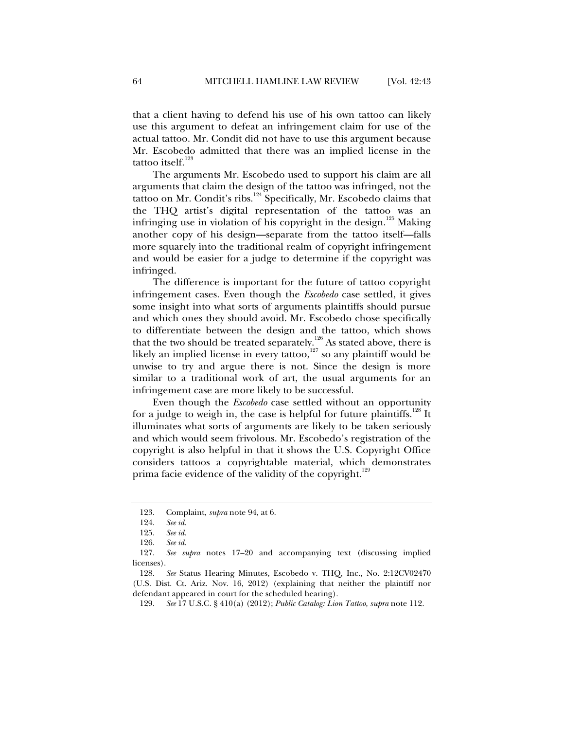that a client having to defend his use of his own tattoo can likely use this argument to defeat an infringement claim for use of the actual tattoo. Mr. Condit did not have to use this argument because Mr. Escobedo admitted that there was an implied license in the tattoo itself.[123]

The arguments Mr. Escobedo used to support his claim are all arguments that claim the design of the tattoo was infringed, not the tattoo on Mr. Condit's ribs.[124] Specifically, Mr. Escobedo claims that the THQ artist's digital representation of the tattoo was an infringing use in violation of his copyright in the design.[125] Making another copy of his design—separate from the tattoo itself—falls more squarely into the traditional realm of copyright infringement and would be easier for a judge to determine if the copyright was infringed.

The difference is important for the future of tattoo copyright infringement cases. Even though the *Escobedo* case settled, it gives some insight into what sorts of arguments plaintiffs should pursue and which ones they should avoid. Mr. Escobedo chose specifically to differentiate between the design and the tattoo, which shows that the two should be treated separately.[126] As stated above, there is likely an implied license in every tattoo,[127] so any plaintiff would be unwise to try and argue there is not. Since the design is more similar to a traditional work of art, the usual arguments for an infringement case are more likely to be successful.

Even though the *Escobedo* case settled without an opportunity for a judge to weigh in, the case is helpful for future plaintiffs.[128] It illuminates what sorts of arguments are likely to be taken seriously and which would seem frivolous. Mr. Escobedo's registration of the copyright is also helpful in that it shows the U.S. Copyright Office considers tattoos a copyrightable material, which demonstrates prima facie evidence of the validity of the copyright.[129]

---

123. Complaint, *supra* note 94, at 6.

124. *See id.*

125. *See id.*

126. *See id.*

127. *See supra* notes 17–20 and accompanying text (discussing implied licenses).

128. *See* Status Hearing Minutes, Escobedo v. THQ, Inc., No. 2:12CV02470 (U.S. Dist. Ct. Ariz. Nov. 16, 2012) (explaining that neither the plaintiff nor defendant appeared in court for the scheduled hearing).

129. *See* 17 U.S.C. § 410(a) (2012); *Public Catalog: Lion Tattoo, supra* note 112.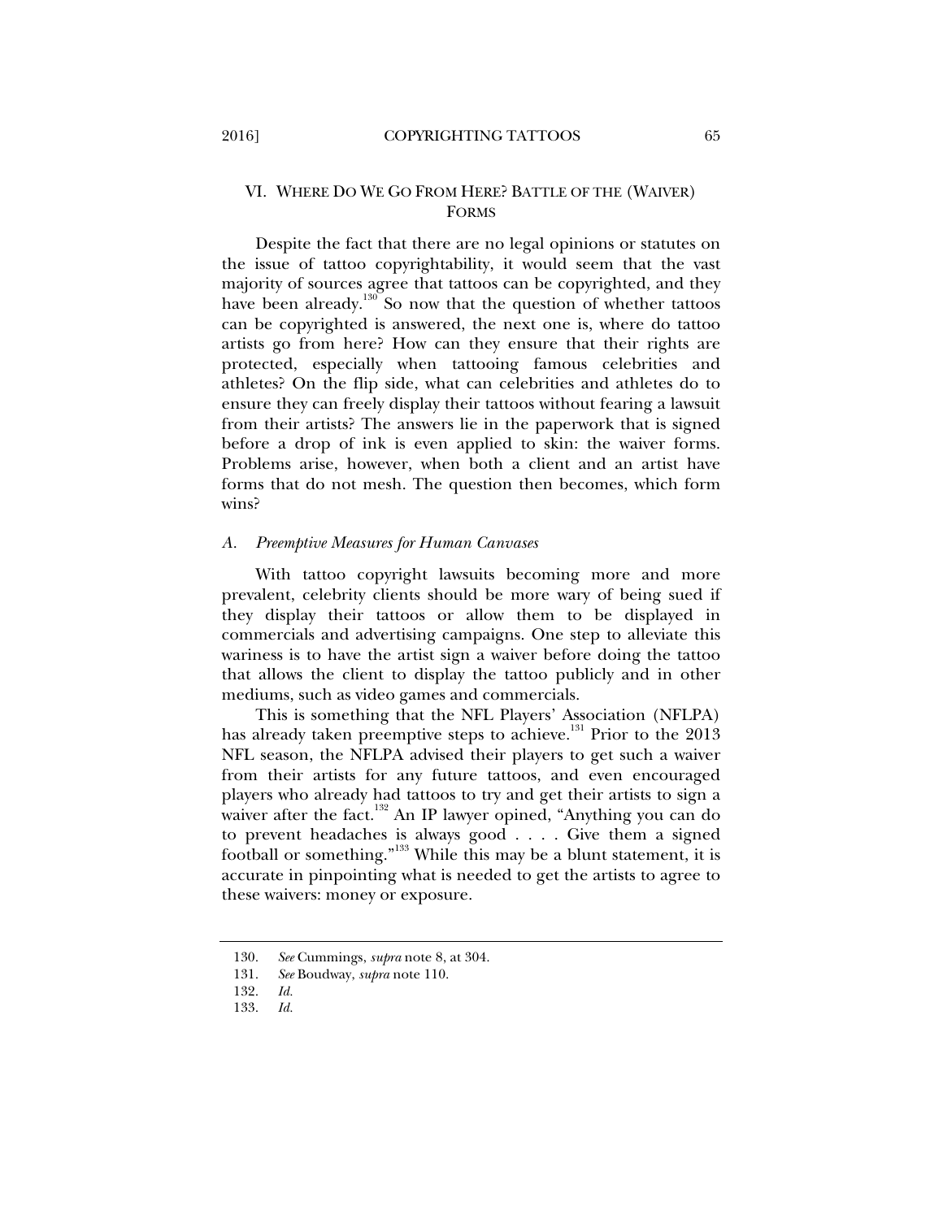## VI. WHERE DO WE GO FROM HERE? BATTLE OF THE (WAIVER) FORMS

Despite the fact that there are no legal opinions or statutes on the issue of tattoo copyrightability, it would seem that the vast majority of sources agree that tattoos can be copyrighted, and they have been already.[130] So now that the question of whether tattoos can be copyrighted is answered, the next one is, where do tattoo artists go from here? How can they ensure that their rights are protected, especially when tattooing famous celebrities and athletes? On the flip side, what can celebrities and athletes do to ensure they can freely display their tattoos without fearing a lawsuit from their artists? The answers lie in the paperwork that is signed before a drop of ink is even applied to skin: the waiver forms. Problems arise, however, when both a client and an artist have forms that do not mesh. The question then becomes, which form wins?

### *A. Preemptive Measures for Human Canvases*

With tattoo copyright lawsuits becoming more and more prevalent, celebrity clients should be more wary of being sued if they display their tattoos or allow them to be displayed in commercials and advertising campaigns. One step to alleviate this wariness is to have the artist sign a waiver before doing the tattoo that allows the client to display the tattoo publicly and in other mediums, such as video games and commercials.

This is something that the NFL Players' Association (NFLPA) has already taken preemptive steps to achieve.[131] Prior to the 2013 NFL season, the NFLPA advised their players to get such a waiver from their artists for any future tattoos, and even encouraged players who already had tattoos to try and get their artists to sign a waiver after the fact.[132] An IP lawyer opined, "Anything you can do to prevent headaches is always good . . . . Give them a signed football or something."[133] While this may be a blunt statement, it is accurate in pinpointing what is needed to get the artists to agree to these waivers: money or exposure.

---

130. *See* Cummings, *supra* note 8, at 304.

131. *See* Boudway, *supra* note 110.

132. *Id.*

133. *Id.*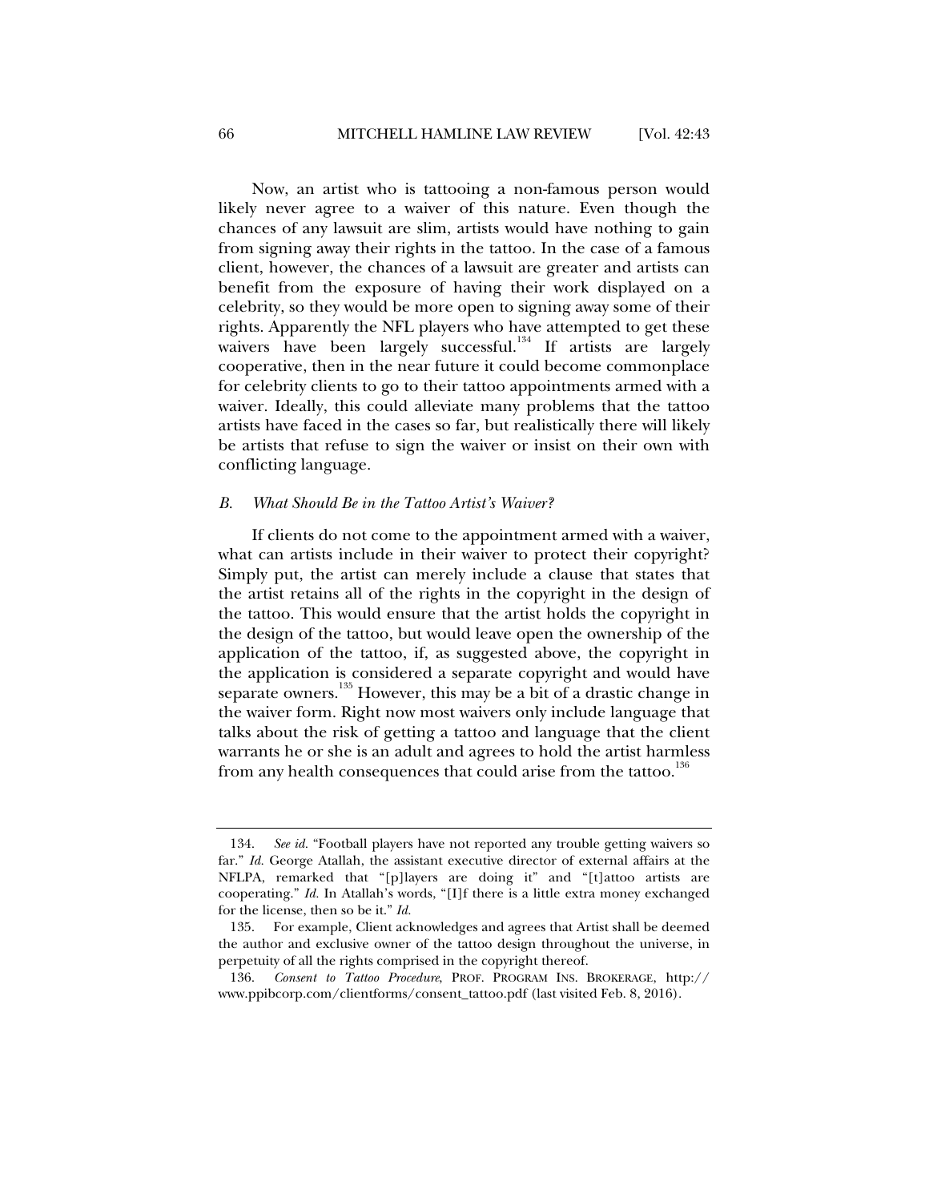Now, an artist who is tattooing a non-famous person would likely never agree to a waiver of this nature. Even though the chances of any lawsuit are slim, artists would have nothing to gain from signing away their rights in the tattoo. In the case of a famous client, however, the chances of a lawsuit are greater and artists can benefit from the exposure of having their work displayed on a celebrity, so they would be more open to signing away some of their rights. Apparently the NFL players who have attempted to get these waivers have been largely successful.[134] If artists are largely cooperative, then in the near future it could become commonplace for celebrity clients to go to their tattoo appointments armed with a waiver. Ideally, this could alleviate many problems that the tattoo artists have faced in the cases so far, but realistically there will likely be artists that refuse to sign the waiver or insist on their own with conflicting language.

### *B. What Should Be in the Tattoo Artist's Waiver?*

If clients do not come to the appointment armed with a waiver, what can artists include in their waiver to protect their copyright? Simply put, the artist can merely include a clause that states that the artist retains all of the rights in the copyright in the design of the tattoo. This would ensure that the artist holds the copyright in the design of the tattoo, but would leave open the ownership of the application of the tattoo, if, as suggested above, the copyright in the application is considered a separate copyright and would have separate owners.[135] However, this may be a bit of a drastic change in the waiver form. Right now most waivers only include language that talks about the risk of getting a tattoo and language that the client warrants he or she is an adult and agrees to hold the artist harmless from any health consequences that could arise from the tattoo.[136]

---

134. *See id.* "Football players have not reported any trouble getting waivers so far." *Id.* George Atallah, the assistant executive director of external affairs at the NFLPA, remarked that "[p]layers are doing it" and "[t]attoo artists are cooperating." *Id.* In Atallah's words, "[I]f there is a little extra money exchanged for the license, then so be it." *Id.*

135. For example, Client acknowledges and agrees that Artist shall be deemed the author and exclusive owner of the tattoo design throughout the universe, in perpetuity of all the rights comprised in the copyright thereof.

136. *Consent to Tattoo Procedure*, PROF. PROGRAM INS. BROKERAGE, http://www.ppibcorp.com/clientforms/consent_tattoo.pdf (last visited Feb. 8, 2016).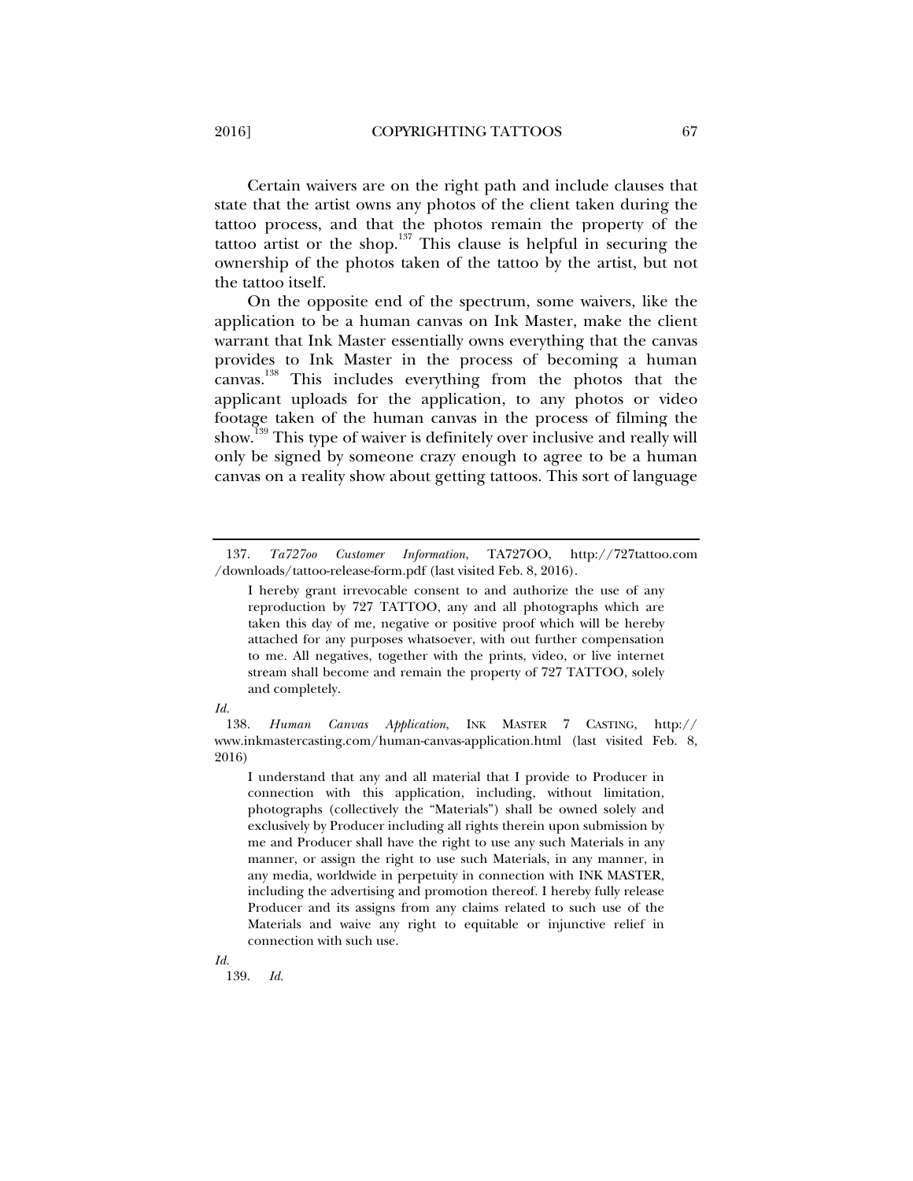Certain waivers are on the right path and include clauses that state that the artist owns any photos of the client taken during the tattoo process, and that the photos remain the property of the tattoo artist or the shop.[137] This clause is helpful in securing the ownership of the photos taken of the tattoo by the artist, but not the tattoo itself.

On the opposite end of the spectrum, some waivers, like the application to be a human canvas on Ink Master, make the client warrant that Ink Master essentially owns everything that the canvas provides to Ink Master in the process of becoming a human canvas.[138] This includes everything from the photos that the applicant uploads for the application, to any photos or video footage taken of the human canvas in the process of filming the show.[139] This type of waiver is definitely over inclusive and really will only be signed by someone crazy enough to agree to be a human canvas on a reality show about getting tattoos. This sort of language

---

137. *Ta727oo Customer Information*, TA727OO, http://727tattoo.com/downloads/tattoo-release-form.pdf (last visited Feb. 8, 2016).

> I hereby grant irrevocable consent to and authorize the use of any reproduction by 727 TATTOO, any and all photographs which are taken this day of me, negative or positive proof which will be hereby attached for any purposes whatsoever, with out further compensation to me. All negatives, together with the prints, video, or live internet stream shall become and remain the property of 727 TATTOO, solely and completely.

*Id.*

138. *Human Canvas Application*, INK MASTER 7 CASTING, http://www.inkmastercasting.com/human-canvas-application.html (last visited Feb. 8, 2016)

> I understand that any and all material that I provide to Producer in connection with this application, including, without limitation, photographs (collectively the "Materials") shall be owned solely and exclusively by Producer including all rights therein upon submission by me and Producer shall have the right to use any such Materials in any manner, or assign the right to use such Materials, in any manner, in any media, worldwide in perpetuity in connection with INK MASTER, including the advertising and promotion thereof. I hereby fully release Producer and its assigns from any claims related to such use of the Materials and waive any right to equitable or injunctive relief in connection with such use.

*Id.*

139. *Id.*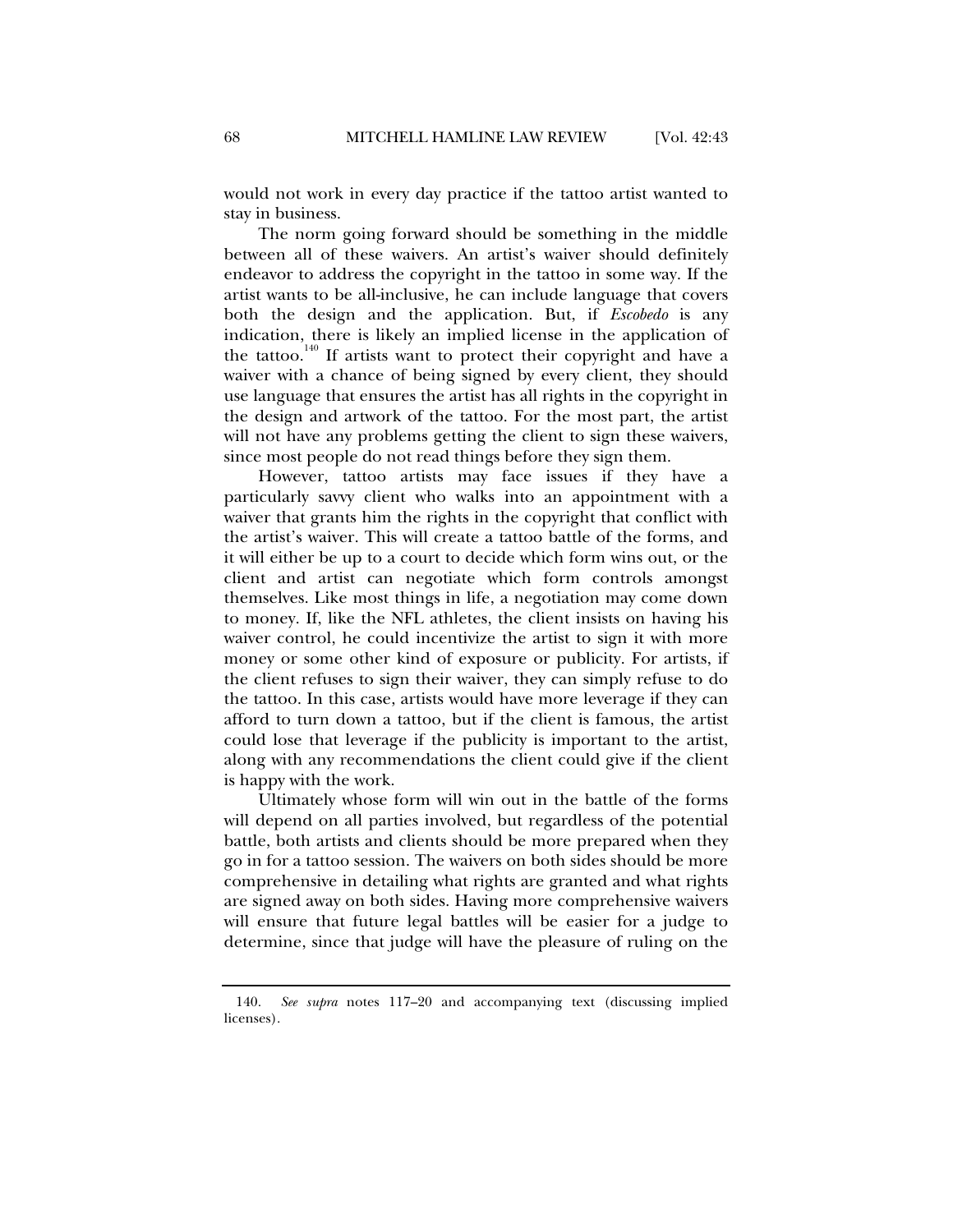would not work in every day practice if the tattoo artist wanted to stay in business.

The norm going forward should be something in the middle between all of these waivers. An artist's waiver should definitely endeavor to address the copyright in the tattoo in some way. If the artist wants to be all-inclusive, he can include language that covers both the design and the application. But, if *Escobedo* is any indication, there is likely an implied license in the application of the tattoo.[140] If artists want to protect their copyright and have a waiver with a chance of being signed by every client, they should use language that ensures the artist has all rights in the copyright in the design and artwork of the tattoo. For the most part, the artist will not have any problems getting the client to sign these waivers, since most people do not read things before they sign them.

However, tattoo artists may face issues if they have a particularly savvy client who walks into an appointment with a waiver that grants him the rights in the copyright that conflict with the artist's waiver. This will create a tattoo battle of the forms, and it will either be up to a court to decide which form wins out, or the client and artist can negotiate which form controls amongst themselves. Like most things in life, a negotiation may come down to money. If, like the NFL athletes, the client insists on having his waiver control, he could incentivize the artist to sign it with more money or some other kind of exposure or publicity. For artists, if the client refuses to sign their waiver, they can simply refuse to do the tattoo. In this case, artists would have more leverage if they can afford to turn down a tattoo, but if the client is famous, the artist could lose that leverage if the publicity is important to the artist, along with any recommendations the client could give if the client is happy with the work.

Ultimately whose form will win out in the battle of the forms will depend on all parties involved, but regardless of the potential battle, both artists and clients should be more prepared when they go in for a tattoo session. The waivers on both sides should be more comprehensive in detailing what rights are granted and what rights are signed away on both sides. Having more comprehensive waivers will ensure that future legal battles will be easier for a judge to determine, since that judge will have the pleasure of ruling on the

---

140. *See supra* notes 117–20 and accompanying text (discussing implied licenses).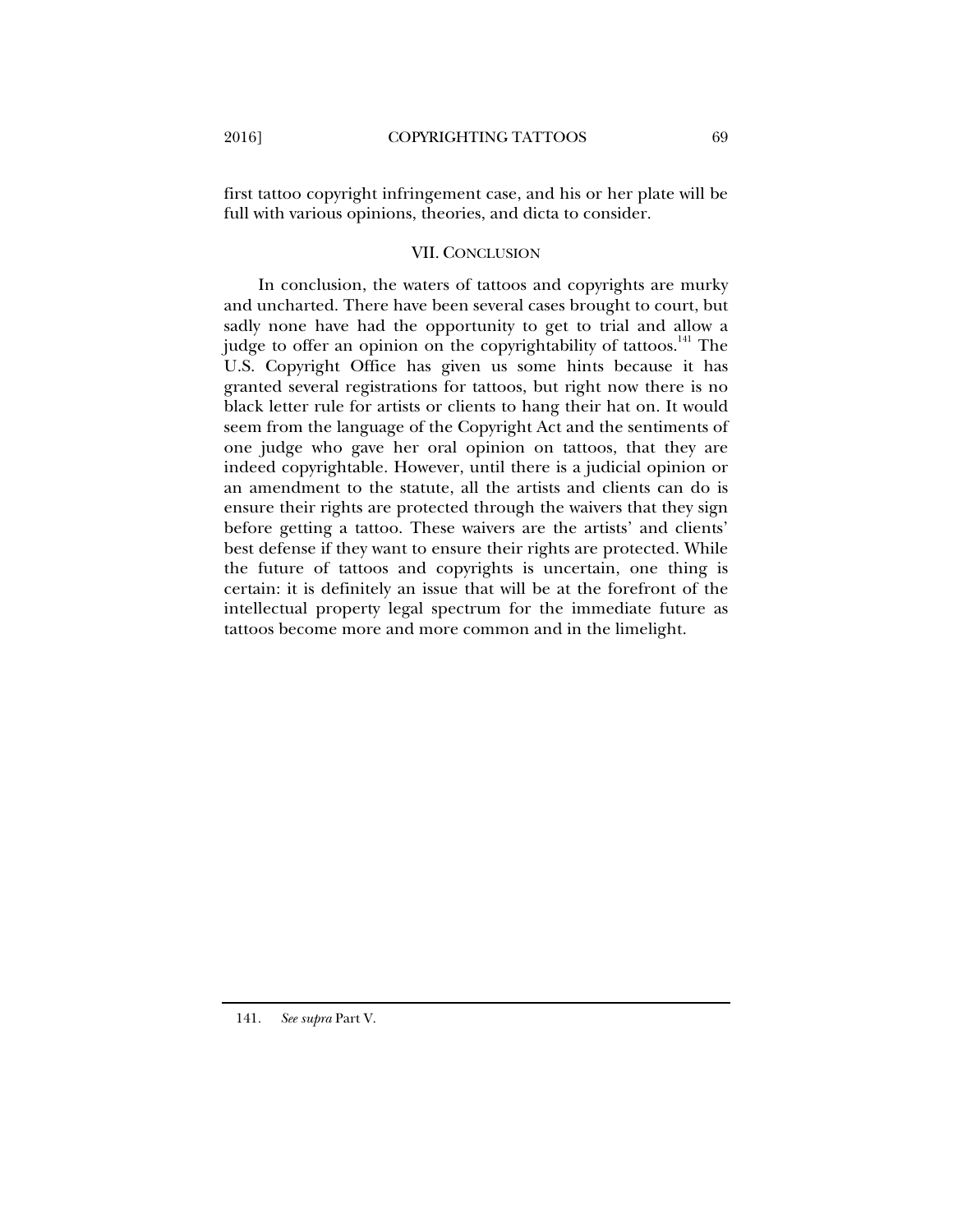first tattoo copyright infringement case, and his or her plate will be full with various opinions, theories, and dicta to consider.

## VII. CONCLUSION

In conclusion, the waters of tattoos and copyrights are murky and uncharted. There have been several cases brought to court, but sadly none have had the opportunity to get to trial and allow a judge to offer an opinion on the copyrightability of tattoos.[141] The U.S. Copyright Office has given us some hints because it has granted several registrations for tattoos, but right now there is no black letter rule for artists or clients to hang their hat on. It would seem from the language of the Copyright Act and the sentiments of one judge who gave her oral opinion on tattoos, that they are indeed copyrightable. However, until there is a judicial opinion or an amendment to the statute, all the artists and clients can do is ensure their rights are protected through the waivers that they sign before getting a tattoo. These waivers are the artists' and clients' best defense if they want to ensure their rights are protected. While the future of tattoos and copyrights is uncertain, one thing is certain: it is definitely an issue that will be at the forefront of the intellectual property legal spectrum for the immediate future as tattoos become more and more common and in the limelight.

---

141. *See supra* Part V.